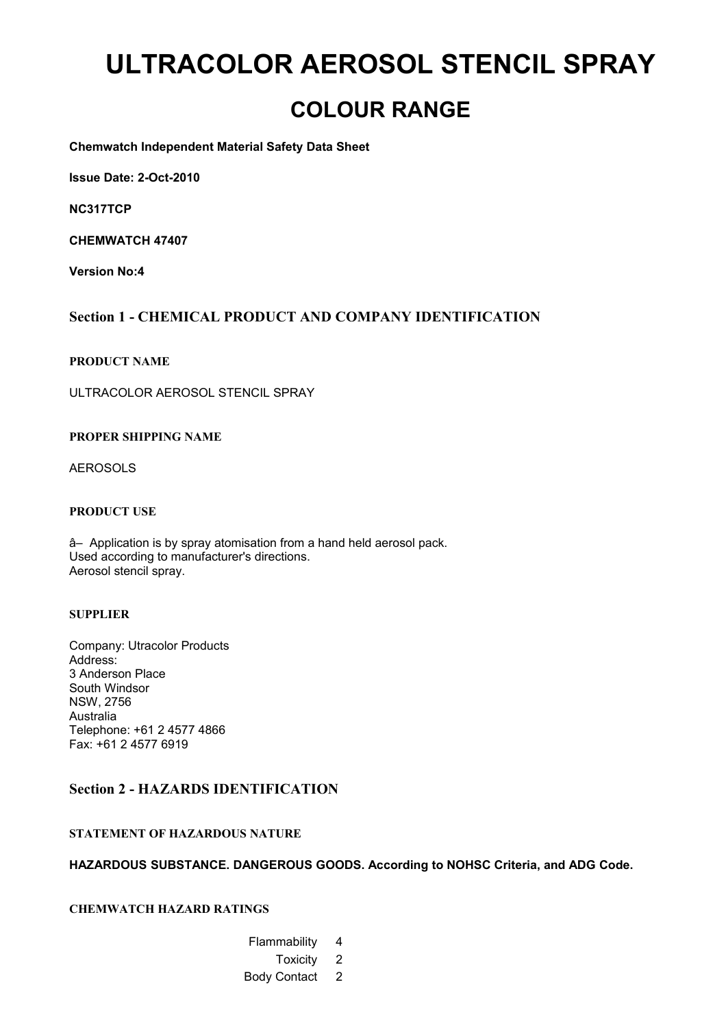# ULTRACOLOR AEROSOL STENCIL SPRAY

## COLOUR RANGE

**Chemwatch Independent Material Safety Data Sheet**

**Issue Date: 2-Oct-2010**

**NC317TCP**

**CHEMWATCH 47407**

**Version No:4**

### Section 1 - CHEMICAL PRODUCT AND COMPANY IDENTIFICATION

#### PRODUCT NAME

ULTRACOLOR AEROSOL STENCIL SPRAY

#### PROPER SHIPPING NAME

AEROSOLS

#### PRODUCT USE

â– Application is by spray atomisation from a hand held aerosol pack.
Used according to manufacturer's directions.
Aerosol stencil spray.

#### SUPPLIER

Company: Utracolor Products
Address:
3 Anderson Place
South Windsor
NSW, 2756
Australia
Telephone: +61 2 4577 4866
Fax: +61 2 4577 6919

### Section 2 - HAZARDS IDENTIFICATION

#### STATEMENT OF HAZARDOUS NATURE

**HAZARDOUS SUBSTANCE. DANGEROUS GOODS. According to NOHSC Criteria, and ADG Code.**

#### CHEMWATCH HAZARD RATINGS

| | |
|---|---|
| Flammability | 4 |
| Toxicity | 2 |
| Body Contact | 2 |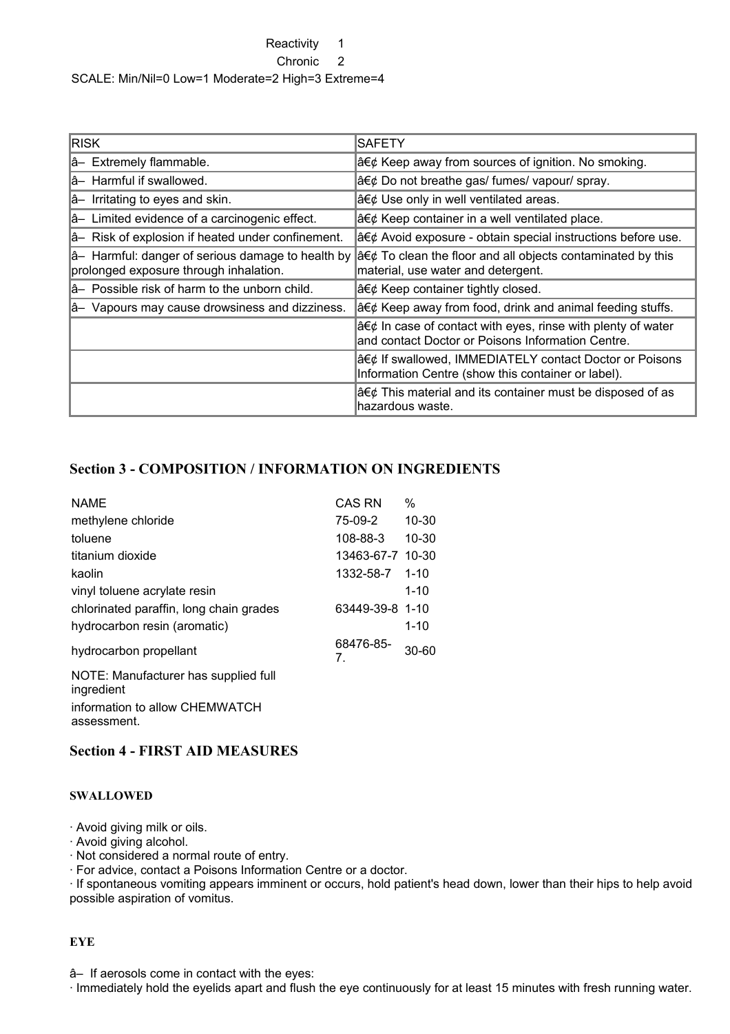Reactivity 1
Chronic 2
SCALE: Min/Nil=0 Low=1 Moderate=2 High=3 Extreme=4

| RISK | SAFETY |
| --- | --- |
| â– Extremely flammable. | â€¢ Keep away from sources of ignition. No smoking. |
| â– Harmful if swallowed. | â€¢ Do not breathe gas/ fumes/ vapour/ spray. |
| â– Irritating to eyes and skin. | â€¢ Use only in well ventilated areas. |
| â– Limited evidence of a carcinogenic effect. | â€¢ Keep container in a well ventilated place. |
| â– Risk of explosion if heated under confinement. | â€¢ Avoid exposure - obtain special instructions before use. |
| â– Harmful: danger of serious damage to health by prolonged exposure through inhalation. | â€¢ To clean the floor and all objects contaminated by this material, use water and detergent. |
| â– Possible risk of harm to the unborn child. | â€¢ Keep container tightly closed. |
| â– Vapours may cause drowsiness and dizziness. | â€¢ Keep away from food, drink and animal feeding stuffs. |
| | â€¢ In case of contact with eyes, rinse with plenty of water and contact Doctor or Poisons Information Centre. |
| | â€¢ If swallowed, IMMEDIATELY contact Doctor or Poisons Information Centre (show this container or label). |
| | â€¢ This material and its container must be disposed of as hazardous waste. |

## Section 3 - COMPOSITION / INFORMATION ON INGREDIENTS

| NAME | CAS RN | % |
| --- | --- | --- |
| methylene chloride | 75-09-2 | 10-30 |
| toluene | 108-88-3 | 10-30 |
| titanium dioxide | 13463-67-7 | 10-30 |
| kaolin | 1332-58-7 | 1-10 |
| vinyl toluene acrylate resin | | 1-10 |
| chlorinated paraffin, long chain grades | 63449-39-8 | 1-10 |
| hydrocarbon resin (aromatic) | | 1-10 |
| hydrocarbon propellant | 68476-85-7. | 30-60 |

NOTE: Manufacturer has supplied full ingredient information to allow CHEMWATCH assessment.

## Section 4 - FIRST AID MEASURES

### SWALLOWED

· Avoid giving milk or oils.
· Avoid giving alcohol.
· Not considered a normal route of entry.
· For advice, contact a Poisons Information Centre or a doctor.
· If spontaneous vomiting appears imminent or occurs, hold patient's head down, lower than their hips to help avoid possible aspiration of vomitus.

### EYE

â– If aerosols come in contact with the eyes:
· Immediately hold the eyelids apart and flush the eye continuously for at least 15 minutes with fresh running water.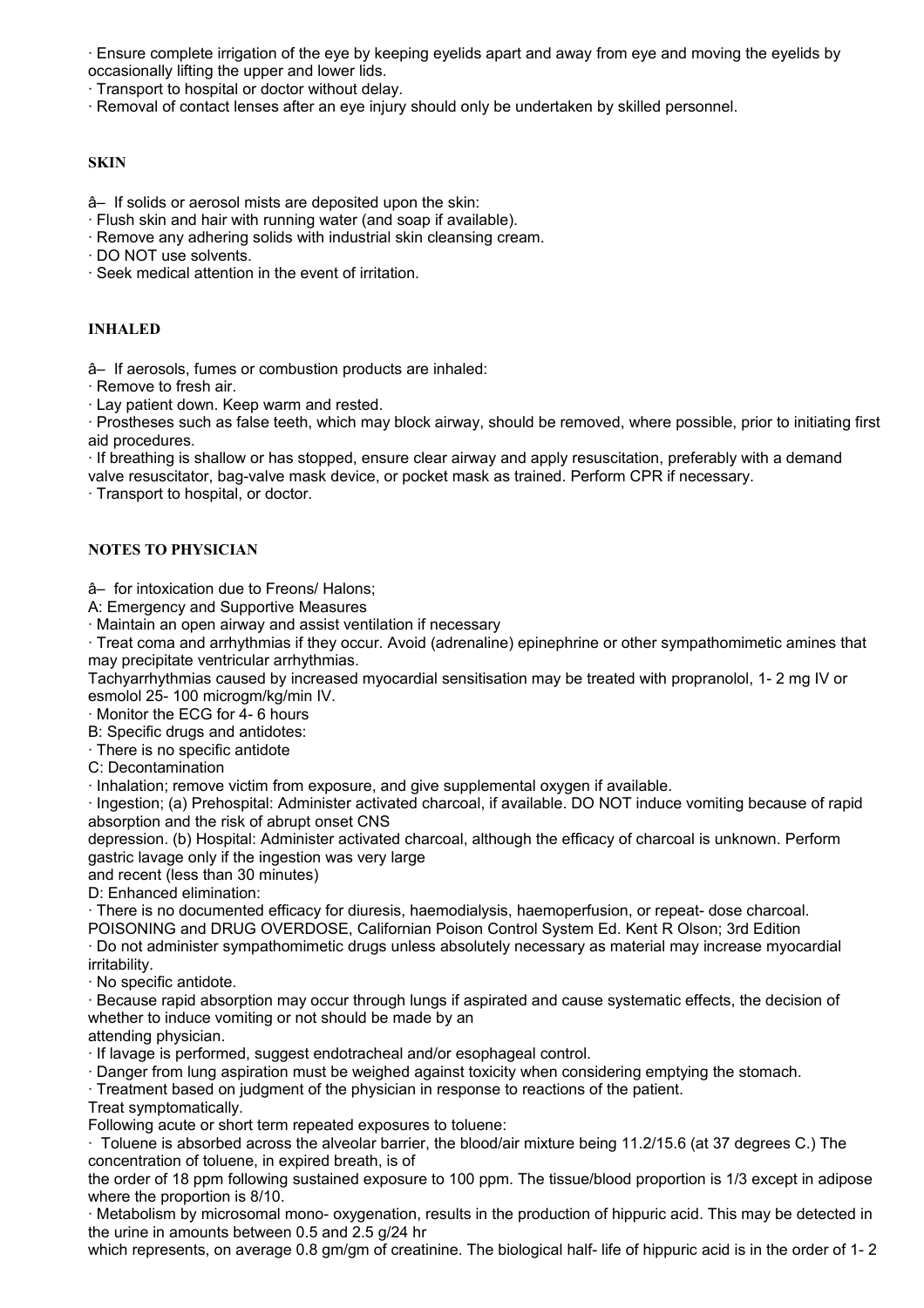· Ensure complete irrigation of the eye by keeping eyelids apart and away from eye and moving the eyelids by occasionally lifting the upper and lower lids.
· Transport to hospital or doctor without delay.
· Removal of contact lenses after an eye injury should only be undertaken by skilled personnel.

**SKIN**

â– If solids or aerosol mists are deposited upon the skin:
· Flush skin and hair with running water (and soap if available).
· Remove any adhering solids with industrial skin cleansing cream.
· DO NOT use solvents.
· Seek medical attention in the event of irritation.

**INHALED**

â– If aerosols, fumes or combustion products are inhaled:
· Remove to fresh air.
· Lay patient down. Keep warm and rested.
· Prostheses such as false teeth, which may block airway, should be removed, where possible, prior to initiating first aid procedures.
· If breathing is shallow or has stopped, ensure clear airway and apply resuscitation, preferably with a demand valve resuscitator, bag-valve mask device, or pocket mask as trained. Perform CPR if necessary.
· Transport to hospital, or doctor.

**NOTES TO PHYSICIAN**

â– for intoxication due to Freons/ Halons;
A: Emergency and Supportive Measures
· Maintain an open airway and assist ventilation if necessary
· Treat coma and arrhythmias if they occur. Avoid (adrenaline) epinephrine or other sympathomimetic amines that may precipitate ventricular arrhythmias.
Tachyarrhythmias caused by increased myocardial sensitisation may be treated with propranolol, 1- 2 mg IV or esmolol 25- 100 microgm/kg/min IV.
· Monitor the ECG for 4- 6 hours
B: Specific drugs and antidotes:
· There is no specific antidote
C: Decontamination
· Inhalation; remove victim from exposure, and give supplemental oxygen if available.
· Ingestion; (a) Prehospital: Administer activated charcoal, if available. DO NOT induce vomiting because of rapid absorption and the risk of abrupt onset CNS
depression. (b) Hospital: Administer activated charcoal, although the efficacy of charcoal is unknown. Perform gastric lavage only if the ingestion was very large
and recent (less than 30 minutes)
D: Enhanced elimination:
· There is no documented efficacy for diuresis, haemodialysis, haemoperfusion, or repeat- dose charcoal.
POISONING and DRUG OVERDOSE, Californian Poison Control System Ed. Kent R Olson; 3rd Edition
· Do not administer sympathomimetic drugs unless absolutely necessary as material may increase myocardial irritability.
· No specific antidote.
· Because rapid absorption may occur through lungs if aspirated and cause systematic effects, the decision of whether to induce vomiting or not should be made by an
attending physician.
· If lavage is performed, suggest endotracheal and/or esophageal control.
· Danger from lung aspiration must be weighed against toxicity when considering emptying the stomach.
· Treatment based on judgment of the physician in response to reactions of the patient.
Treat symptomatically.
Following acute or short term repeated exposures to toluene:
· Toluene is absorbed across the alveolar barrier, the blood/air mixture being 11.2/15.6 (at 37 degrees C.) The concentration of toluene, in expired breath, is of
the order of 18 ppm following sustained exposure to 100 ppm. The tissue/blood proportion is 1/3 except in adipose where the proportion is 8/10.
· Metabolism by microsomal mono- oxygenation, results in the production of hippuric acid. This may be detected in the urine in amounts between 0.5 and 2.5 g/24 hr
which represents, on average 0.8 gm/gm of creatinine. The biological half- life of hippuric acid is in the order of 1- 2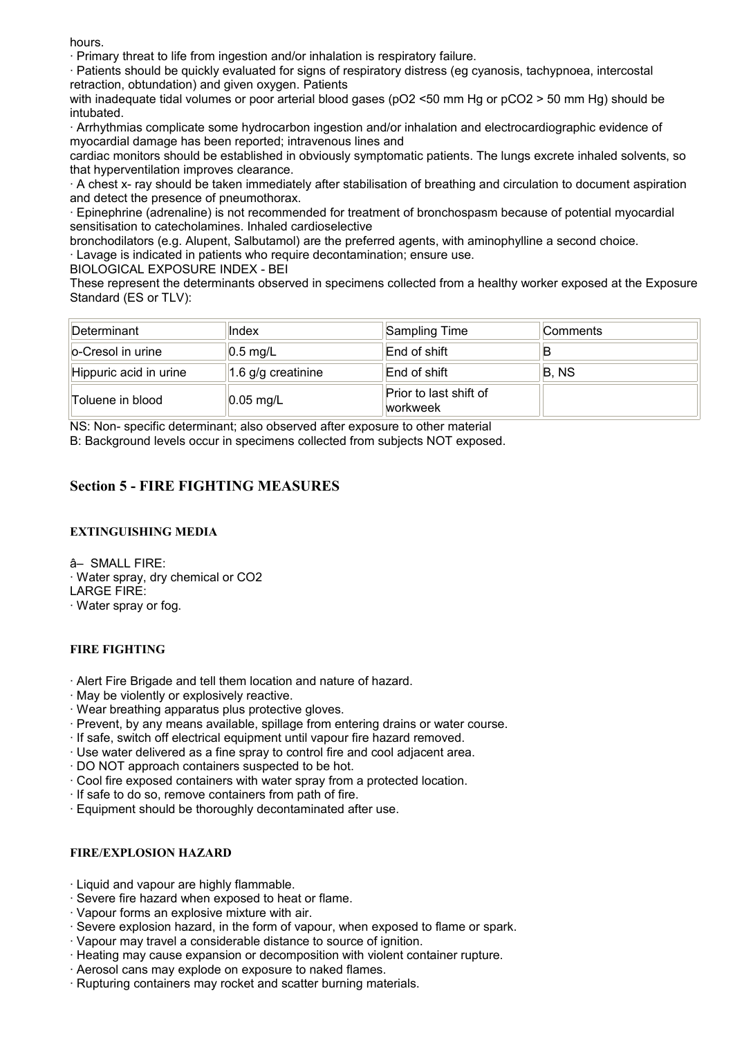hours.

· Primary threat to life from ingestion and/or inhalation is respiratory failure.

· Patients should be quickly evaluated for signs of respiratory distress (eg cyanosis, tachypnoea, intercostal retraction, obtundation) and given oxygen. Patients
with inadequate tidal volumes or poor arterial blood gases ($pO_2$ <50 mm Hg or $pCO_2$ > 50 mm Hg) should be intubated.

· Arrhythmias complicate some hydrocarbon ingestion and/or inhalation and electrocardiographic evidence of myocardial damage has been reported; intravenous lines and
cardiac monitors should be established in obviously symptomatic patients. The lungs excrete inhaled solvents, so that hyperventilation improves clearance.

· A chest x- ray should be taken immediately after stabilisation of breathing and circulation to document aspiration and detect the presence of pneumothorax.

· Epinephrine (adrenaline) is not recommended for treatment of bronchospasm because of potential myocardial sensitisation to catecholamines. Inhaled cardioselective
bronchodilators (e.g. Alupent, Salbutamol) are the preferred agents, with aminophylline a second choice.

· Lavage is indicated in patients who require decontamination; ensure use.

BIOLOGICAL EXPOSURE INDEX - BEI

These represent the determinants observed in specimens collected from a healthy worker exposed at the Exposure Standard (ES or TLV):

| Determinant | Index | Sampling Time | Comments |
|---|---|---|---|
| o-Cresol in urine | 0.5 mg/L | End of shift | B |
| Hippuric acid in urine | 1.6 g/g creatinine | End of shift | B, NS |
| Toluene in blood | 0.05 mg/L | Prior to last shift of workweek | |

NS: Non- specific determinant; also observed after exposure to other material

B: Background levels occur in specimens collected from subjects NOT exposed.

## Section 5 - FIRE FIGHTING MEASURES

### EXTINGUISHING MEDIA

â– SMALL FIRE:

· Water spray, dry chemical or $CO_2$

LARGE FIRE:

· Water spray or fog.

### FIRE FIGHTING

· Alert Fire Brigade and tell them location and nature of hazard.
· May be violently or explosively reactive.
· Wear breathing apparatus plus protective gloves.
· Prevent, by any means available, spillage from entering drains or water course.
· If safe, switch off electrical equipment until vapour fire hazard removed.
· Use water delivered as a fine spray to control fire and cool adjacent area.
· DO NOT approach containers suspected to be hot.
· Cool fire exposed containers with water spray from a protected location.
· If safe to do so, remove containers from path of fire.
· Equipment should be thoroughly decontaminated after use.

### FIRE/EXPLOSION HAZARD

· Liquid and vapour are highly flammable.
· Severe fire hazard when exposed to heat or flame.
· Vapour forms an explosive mixture with air.
· Severe explosion hazard, in the form of vapour, when exposed to flame or spark.
· Vapour may travel a considerable distance to source of ignition.
· Heating may cause expansion or decomposition with violent container rupture.
· Aerosol cans may explode on exposure to naked flames.
· Rupturing containers may rocket and scatter burning materials.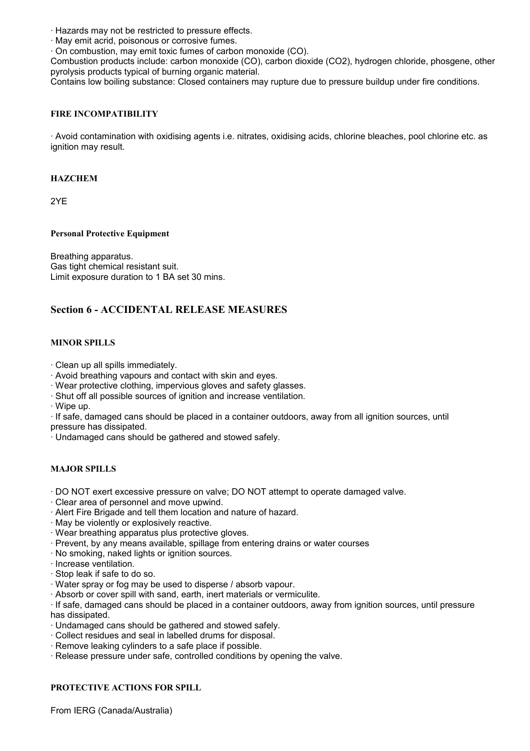· Hazards may not be restricted to pressure effects.
· May emit acrid, poisonous or corrosive fumes.
· On combustion, may emit toxic fumes of carbon monoxide (CO).
Combustion products include: carbon monoxide (CO), carbon dioxide ($CO_2$), hydrogen chloride, phosgene, other pyrolysis products typical of burning organic material.
Contains low boiling substance: Closed containers may rupture due to pressure buildup under fire conditions.

#### FIRE INCOMPATIBILITY

· Avoid contamination with oxidising agents i.e. nitrates, oxidising acids, chlorine bleaches, pool chlorine etc. as ignition may result.

#### HAZCHEM

2YE

#### Personal Protective Equipment

Breathing apparatus.
Gas tight chemical resistant suit.
Limit exposure duration to 1 BA set 30 mins.

## Section 6 - ACCIDENTAL RELEASE MEASURES

#### MINOR SPILLS

· Clean up all spills immediately.
· Avoid breathing vapours and contact with skin and eyes.
· Wear protective clothing, impervious gloves and safety glasses.
· Shut off all possible sources of ignition and increase ventilation.
· Wipe up.
· If safe, damaged cans should be placed in a container outdoors, away from all ignition sources, until pressure has dissipated.
· Undamaged cans should be gathered and stowed safely.

#### MAJOR SPILLS

· DO NOT exert excessive pressure on valve; DO NOT attempt to operate damaged valve.
· Clear area of personnel and move upwind.
· Alert Fire Brigade and tell them location and nature of hazard.
· May be violently or explosively reactive.
· Wear breathing apparatus plus protective gloves.
· Prevent, by any means available, spillage from entering drains or water courses
· No smoking, naked lights or ignition sources.
· Increase ventilation.
· Stop leak if safe to do so.
· Water spray or fog may be used to disperse / absorb vapour.
· Absorb or cover spill with sand, earth, inert materials or vermiculite.
· If safe, damaged cans should be placed in a container outdoors, away from ignition sources, until pressure has dissipated.
· Undamaged cans should be gathered and stowed safely.
· Collect residues and seal in labelled drums for disposal.
· Remove leaking cylinders to a safe place if possible.
· Release pressure under safe, controlled conditions by opening the valve.

#### PROTECTIVE ACTIONS FOR SPILL

From IERG (Canada/Australia)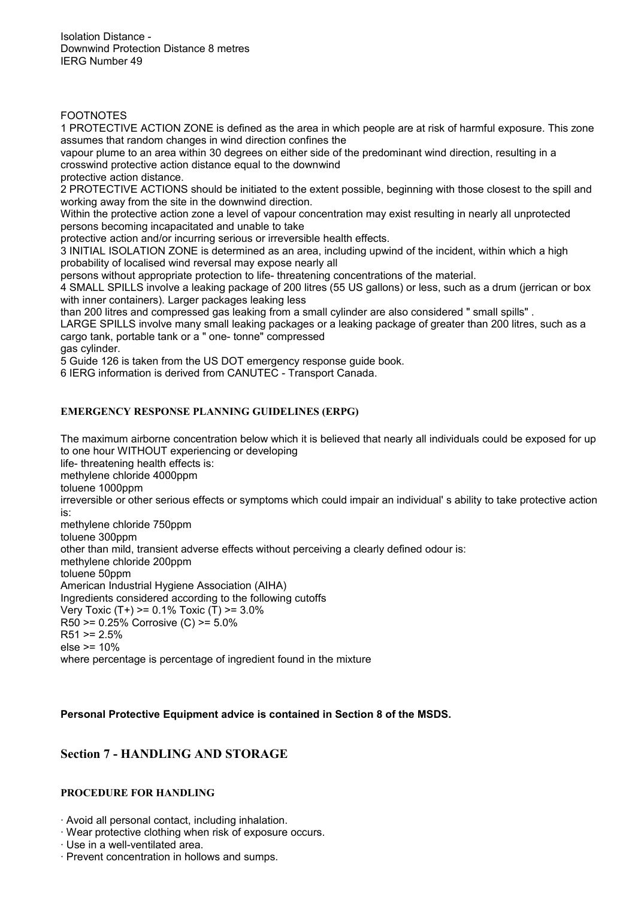Isolation Distance -
Downwind Protection Distance 8 metres
IERG Number 49

FOOTNOTES

1 PROTECTIVE ACTION ZONE is defined as the area in which people are at risk of harmful exposure. This zone assumes that random changes in wind direction confines the vapour plume to an area within 30 degrees on either side of the predominant wind direction, resulting in a crosswind protective action distance equal to the downwind protective action distance.

2 PROTECTIVE ACTIONS should be initiated to the extent possible, beginning with those closest to the spill and working away from the site in the downwind direction.

Within the protective action zone a level of vapour concentration may exist resulting in nearly all unprotected persons becoming incapacitated and unable to take protective action and/or incurring serious or irreversible health effects.

3 INITIAL ISOLATION ZONE is determined as an area, including upwind of the incident, within which a high probability of localised wind reversal may expose nearly all persons without appropriate protection to life- threatening concentrations of the material.

4 SMALL SPILLS involve a leaking package of 200 litres (55 US gallons) or less, such as a drum (jerrican or box with inner containers). Larger packages leaking less than 200 litres and compressed gas leaking from a small cylinder are also considered " small spills" .

LARGE SPILLS involve many small leaking packages or a leaking package of greater than 200 litres, such as a cargo tank, portable tank or a " one- tonne" compressed gas cylinder.

5 Guide 126 is taken from the US DOT emergency response guide book.

6 IERG information is derived from CANUTEC - Transport Canada.

### EMERGENCY RESPONSE PLANNING GUIDELINES (ERPG)

The maximum airborne concentration below which it is believed that nearly all individuals could be exposed for up to one hour WITHOUT experiencing or developing
life- threatening health effects is:
methylene chloride 4000ppm
toluene 1000ppm
irreversible or other serious effects or symptoms which could impair an individual' s ability to take protective action is:
methylene chloride 750ppm
toluene 300ppm
other than mild, transient adverse effects without perceiving a clearly defined odour is:
methylene chloride 200ppm
toluene 50ppm
American Industrial Hygiene Association (AIHA)
Ingredients considered according to the following cutoffs
Very Toxic (T+) >= 0.1% Toxic (T) >= 3.0%
R50 >= 0.25% Corrosive (C) >= 5.0%
R51 >= 2.5%
else >= 10%
where percentage is percentage of ingredient found in the mixture

**Personal Protective Equipment advice is contained in Section 8 of the MSDS.**

## Section 7 - HANDLING AND STORAGE

### PROCEDURE FOR HANDLING

- Avoid all personal contact, including inhalation.
- Wear protective clothing when risk of exposure occurs.
- Use in a well-ventilated area.
- Prevent concentration in hollows and sumps.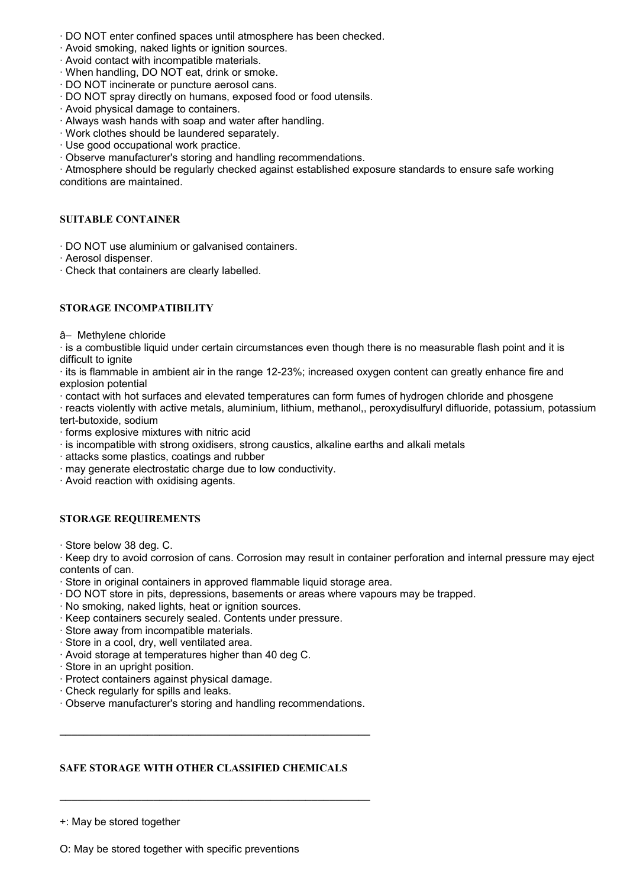· DO NOT enter confined spaces until atmosphere has been checked.
· Avoid smoking, naked lights or ignition sources.
· Avoid contact with incompatible materials.
· When handling, DO NOT eat, drink or smoke.
· DO NOT incinerate or puncture aerosol cans.
· DO NOT spray directly on humans, exposed food or food utensils.
· Avoid physical damage to containers.
· Always wash hands with soap and water after handling.
· Work clothes should be laundered separately.
· Use good occupational work practice.
· Observe manufacturer's storing and handling recommendations.
· Atmosphere should be regularly checked against established exposure standards to ensure safe working conditions are maintained.

### SUITABLE CONTAINER

· DO NOT use aluminium or galvanised containers.
· Aerosol dispenser.
· Check that containers are clearly labelled.

### STORAGE INCOMPATIBILITY

â– Methylene chloride

· is a combustible liquid under certain circumstances even though there is no measurable flash point and it is difficult to ignite
· its is flammable in ambient air in the range 12-23%; increased oxygen content can greatly enhance fire and explosion potential
· contact with hot surfaces and elevated temperatures can form fumes of hydrogen chloride and phosgene
· reacts violently with active metals, aluminium, lithium, methanol,, peroxydisulfuryl difluoride, potassium, potassium tert-butoxide, sodium
· forms explosive mixtures with nitric acid
· is incompatible with strong oxidisers, strong caustics, alkaline earths and alkali metals
· attacks some plastics, coatings and rubber
· may generate electrostatic charge due to low conductivity.
· Avoid reaction with oxidising agents.

### STORAGE REQUIREMENTS

· Store below 38 deg. C.
· Keep dry to avoid corrosion of cans. Corrosion may result in container perforation and internal pressure may eject contents of can.
· Store in original containers in approved flammable liquid storage area.
· DO NOT store in pits, depressions, basements or areas where vapours may be trapped.
· No smoking, naked lights, heat or ignition sources.
· Keep containers securely sealed. Contents under pressure.
· Store away from incompatible materials.
· Store in a cool, dry, well ventilated area.
· Avoid storage at temperatures higher than 40 deg C.
· Store in an upright position.
· Protect containers against physical damage.
· Check regularly for spills and leaks.
· Observe manufacturer's storing and handling recommendations.

---

### SAFE STORAGE WITH OTHER CLASSIFIED CHEMICALS

---

+: May be stored together

O: May be stored together with specific preventions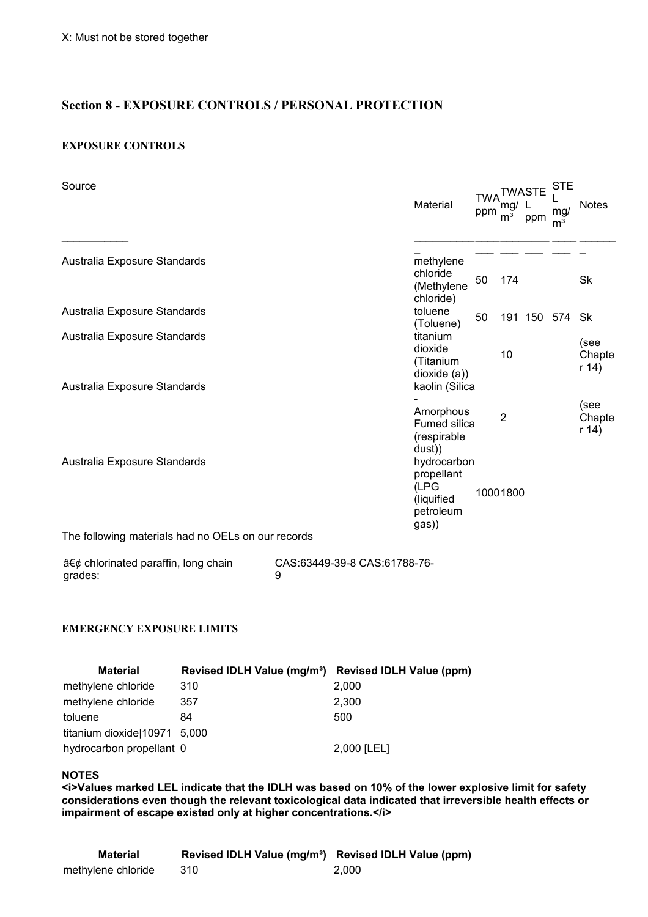X: Must not be stored together

## Section 8 - EXPOSURE CONTROLS / PERSONAL PROTECTION

### EXPOSURE CONTROLS

| Source | Material | TWA ppm | TWA mg/m³ | STEL ppm | STEL mg/m³ | Notes |
|---|---|---|---|---|---|---|
| Australia Exposure Standards | methylene chloride (Methylene chloride) | 50 | 174 | | | Sk |
| Australia Exposure Standards | toluene (Toluene) | 50 | 191 | 150 | 574 | Sk |
| Australia Exposure Standards | titanium dioxide (Titanium dioxide (a)) | | 10 | | | (see Chapter 14) |
| Australia Exposure Standards | kaolin (Silica - Amorphous Fumed silica (respirable dust)) | | 2 | | | (see Chapter 14) |
| Australia Exposure Standards | hydrocarbon propellant (LPG (liquified petroleum gas)) | 1000 | 1800 | | | |

The following materials had no OELs on our records

| | |
|---|---|
| â€¢ chlorinated paraffin, long chain grades: | CAS:63449-39-8 CAS:61788-76-9 |

### EMERGENCY EXPOSURE LIMITS

| Material | Revised IDLH Value (mg/m³) | Revised IDLH Value (ppm) |
|---|---|---|
| methylene chloride | 310 | 2,000 |
| methylene chloride | 357 | 2,300 |
| toluene | 84 | 500 |
| titanium dioxide\|10971 | 5,000 | |
| hydrocarbon propellant | 0 | 2,000 [LEL] |

**NOTES**

**<i>Values marked LEL indicate that the IDLH was based on 10% of the lower explosive limit for safety considerations even though the relevant toxicological data indicated that irreversible health effects or impairment of escape existed only at higher concentrations.</i>**

| Material | Revised IDLH Value (mg/m³) | Revised IDLH Value (ppm) |
|---|---|---|
| methylene chloride | 310 | 2,000 |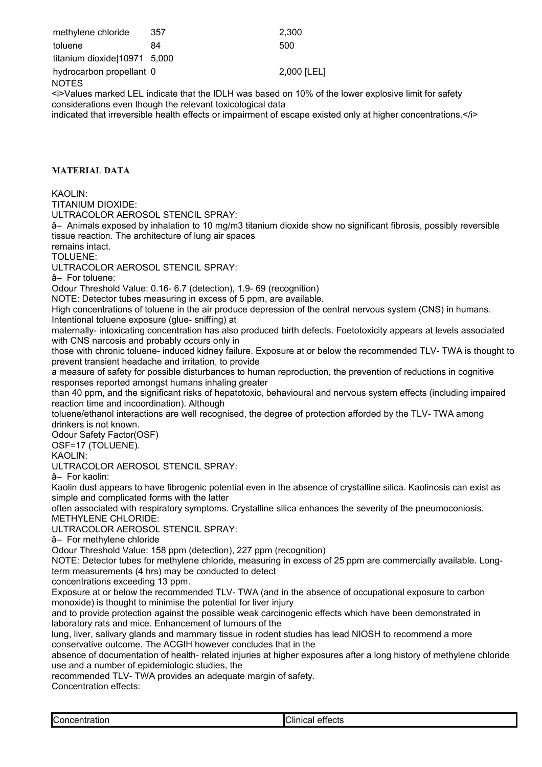| | | |
|---|---|---|
| methylene chloride | 357 | 2,300 |
| toluene | 84 | 500 |
| titanium dioxide\|10971 | 5,000 | |
| hydrocarbon propellant | 0 | 2,000 [LEL] |

NOTES

<i>Values marked LEL indicate that the IDLH was based on 10% of the lower explosive limit for safety considerations even though the relevant toxicological data
indicated that irreversible health effects or impairment of escape existed only at higher concentrations.</i>

**MATERIAL DATA**

KAOLIN:
TITANIUM DIOXIDE:
ULTRACOLOR AEROSOL STENCIL SPRAY:
â– Animals exposed by inhalation to 10 mg/m3 titanium dioxide show no significant fibrosis, possibly reversible tissue reaction. The architecture of lung air spaces
remains intact.
TOLUENE:
ULTRACOLOR AEROSOL STENCIL SPRAY:
â– For toluene:
Odour Threshold Value: 0.16- 6.7 (detection), 1.9- 69 (recognition)
NOTE: Detector tubes measuring in excess of 5 ppm, are available.
High concentrations of toluene in the air produce depression of the central nervous system (CNS) in humans. Intentional toluene exposure (glue- sniffing) at
maternally- intoxicating concentration has also produced birth defects. Foetotoxicity appears at levels associated with CNS narcosis and probably occurs only in
those with chronic toluene- induced kidney failure. Exposure at or below the recommended TLV- TWA is thought to prevent transient headache and irritation, to provide
a measure of safety for possible disturbances to human reproduction, the prevention of reductions in cognitive responses reported amongst humans inhaling greater
than 40 ppm, and the significant risks of hepatotoxic, behavioural and nervous system effects (including impaired reaction time and incoordination). Although
toluene/ethanol interactions are well recognised, the degree of protection afforded by the TLV- TWA among drinkers is not known.
Odour Safety Factor(OSF)
OSF=17 (TOLUENE).
KAOLIN:
ULTRACOLOR AEROSOL STENCIL SPRAY:
â– For kaolin:
Kaolin dust appears to have fibrogenic potential even in the absence of crystalline silica. Kaolinosis can exist as simple and complicated forms with the latter
often associated with respiratory symptoms. Crystalline silica enhances the severity of the pneumoconiosis.
METHYLENE CHLORIDE:
ULTRACOLOR AEROSOL STENCIL SPRAY:
â– For methylene chloride
Odour Threshold Value: 158 ppm (detection), 227 ppm (recognition)
NOTE: Detector tubes for methylene chloride, measuring in excess of 25 ppm are commercially available. Long- term measurements (4 hrs) may be conducted to detect
concentrations exceeding 13 ppm.
Exposure at or below the recommended TLV- TWA (and in the absence of occupational exposure to carbon monoxide) is thought to minimise the potential for liver injury
and to provide protection against the possible weak carcinogenic effects which have been demonstrated in laboratory rats and mice. Enhancement of tumours of the
lung, liver, salivary glands and mammary tissue in rodent studies has lead NIOSH to recommend a more conservative outcome. The ACGIH however concludes that in the
absence of documentation of health- related injuries at higher exposures after a long history of methylene chloride use and a number of epidemiologic studies, the
recommended TLV- TWA provides an adequate margin of safety.
Concentration effects:

| Concentration | Clinical effects |
|---|---|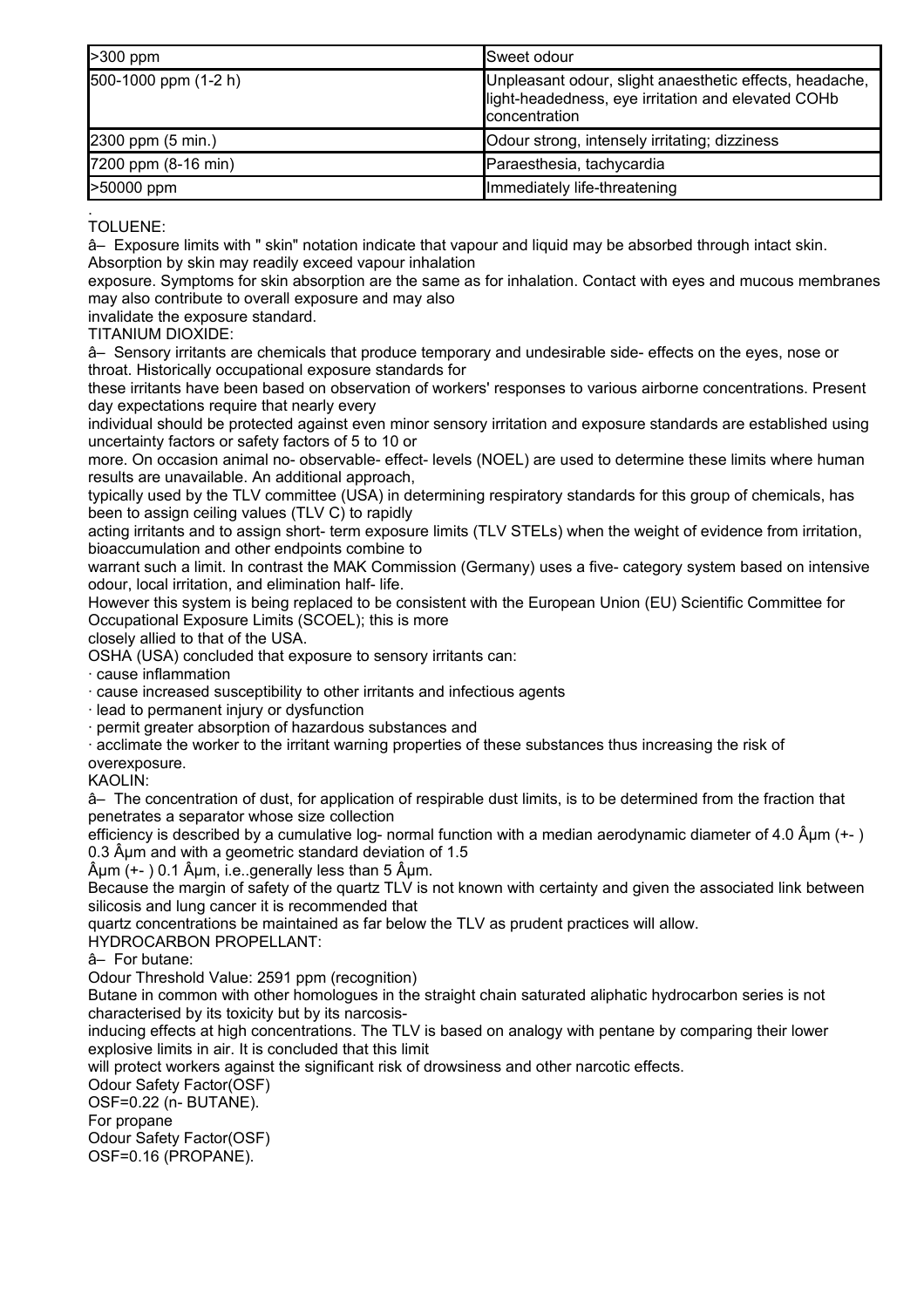| >300 ppm | Sweet odour |
|---|---|
| 500-1000 ppm (1-2 h) | Unpleasant odour, slight anaesthetic effects, headache, light-headedness, eye irritation and elevated COHb concentration |
| 2300 ppm (5 min.) | Odour strong, intensely irritating; dizziness |
| 7200 ppm (8-16 min) | Paraesthesia, tachycardia |
| >50000 ppm | Immediately life-threatening |

.
TOLUENE:
â– Exposure limits with " skin" notation indicate that vapour and liquid may be absorbed through intact skin. Absorption by skin may readily exceed vapour inhalation
exposure. Symptoms for skin absorption are the same as for inhalation. Contact with eyes and mucous membranes may also contribute to overall exposure and may also
invalidate the exposure standard.
TITANIUM DIOXIDE:
â– Sensory irritants are chemicals that produce temporary and undesirable side- effects on the eyes, nose or throat. Historically occupational exposure standards for
these irritants have been based on observation of workers' responses to various airborne concentrations. Present day expectations require that nearly every
individual should be protected against even minor sensory irritation and exposure standards are established using uncertainty factors or safety factors of 5 to 10 or
more. On occasion animal no- observable- effect- levels (NOEL) are used to determine these limits where human results are unavailable. An additional approach,
typically used by the TLV committee (USA) in determining respiratory standards for this group of chemicals, has been to assign ceiling values (TLV C) to rapidly
acting irritants and to assign short- term exposure limits (TLV STELs) when the weight of evidence from irritation, bioaccumulation and other endpoints combine to
warrant such a limit. In contrast the MAK Commission (Germany) uses a five- category system based on intensive odour, local irritation, and elimination half- life.
However this system is being replaced to be consistent with the European Union (EU) Scientific Committee for Occupational Exposure Limits (SCOEL); this is more
closely allied to that of the USA.
OSHA (USA) concluded that exposure to sensory irritants can:
· cause inflammation
· cause increased susceptibility to other irritants and infectious agents
· lead to permanent injury or dysfunction
· permit greater absorption of hazardous substances and
· acclimate the worker to the irritant warning properties of these substances thus increasing the risk of overexposure.
KAOLIN:
â– The concentration of dust, for application of respirable dust limits, is to be determined from the fraction that penetrates a separator whose size collection
efficiency is described by a cumulative log- normal function with a median aerodynamic diameter of 4.0 Âµm (+- ) 0.3 Âµm and with a geometric standard deviation of 1.5
Âµm (+- ) 0.1 Âµm, i.e..generally less than 5 Âµm.
Because the margin of safety of the quartz TLV is not known with certainty and given the associated link between silicosis and lung cancer it is recommended that
quartz concentrations be maintained as far below the TLV as prudent practices will allow.
HYDROCARBON PROPELLANT:
â– For butane:
Odour Threshold Value: 2591 ppm (recognition)
Butane in common with other homologues in the straight chain saturated aliphatic hydrocarbon series is not characterised by its toxicity but by its narcosis-
inducing effects at high concentrations. The TLV is based on analogy with pentane by comparing their lower explosive limits in air. It is concluded that this limit
will protect workers against the significant risk of drowsiness and other narcotic effects.
Odour Safety Factor(OSF)
OSF=0.22 (n- BUTANE).
For propane
Odour Safety Factor(OSF)
OSF=0.16 (PROPANE).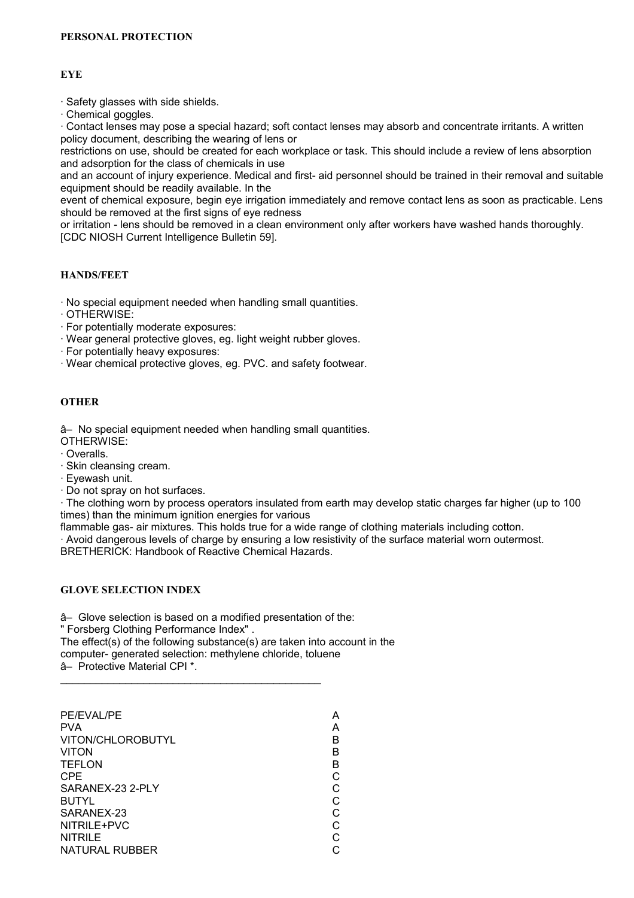## PERSONAL PROTECTION

### EYE

· Safety glasses with side shields.
· Chemical goggles.
· Contact lenses may pose a special hazard; soft contact lenses may absorb and concentrate irritants. A written policy document, describing the wearing of lens or restrictions on use, should be created for each workplace or task. This should include a review of lens absorption and adsorption for the class of chemicals in use and an account of injury experience. Medical and first- aid personnel should be trained in their removal and suitable equipment should be readily available. In the event of chemical exposure, begin eye irrigation immediately and remove contact lens as soon as practicable. Lens should be removed at the first signs of eye redness or irritation - lens should be removed in a clean environment only after workers have washed hands thoroughly. [CDC NIOSH Current Intelligence Bulletin 59].

### HANDS/FEET

· No special equipment needed when handling small quantities.
· OTHERWISE:
· For potentially moderate exposures:
· Wear general protective gloves, eg. light weight rubber gloves.
· For potentially heavy exposures:
· Wear chemical protective gloves, eg. PVC. and safety footwear.

### OTHER

â– No special equipment needed when handling small quantities.
OTHERWISE:
· Overalls.
· Skin cleansing cream.
· Eyewash unit.
· Do not spray on hot surfaces.
· The clothing worn by process operators insulated from earth may develop static charges far higher (up to 100 times) than the minimum ignition energies for various flammable gas- air mixtures. This holds true for a wide range of clothing materials including cotton.
· Avoid dangerous levels of charge by ensuring a low resistivity of the surface material worn outermost.
BRETHERICK: Handbook of Reactive Chemical Hazards.

### GLOVE SELECTION INDEX

â– Glove selection is based on a modified presentation of the:
" Forsberg Clothing Performance Index" .
The effect(s) of the following substance(s) are taken into account in the computer- generated selection: methylene chloride, toluene
â– Protective Material CPI *.

| | |
|---|---|
| PE/EVAL/PE | A |
| PVA | A |
| VITON/CHLOROBUTYL | B |
| VITON | B |
| TEFLON | B |
| CPE | C |
| SARANEX-23 2-PLY | C |
| BUTYL | C |
| SARANEX-23 | C |
| NITRILE+PVC | C |
| NITRILE | C |
| NATURAL RUBBER | C |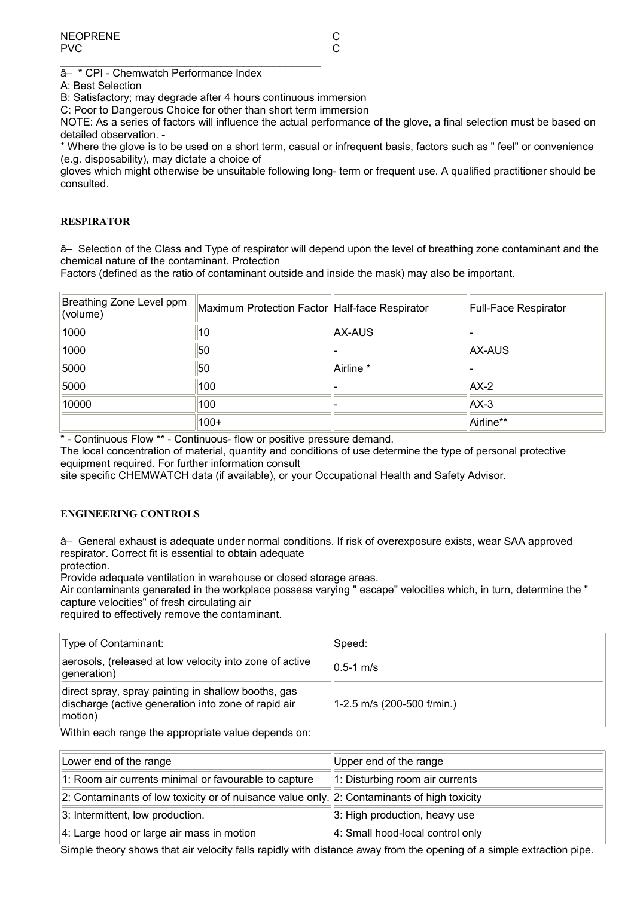NEOPRENE C
PVC C

___________________________________________

â– * CPI - Chemwatch Performance Index

A: Best Selection

B: Satisfactory; may degrade after 4 hours continuous immersion

C: Poor to Dangerous Choice for other than short term immersion

NOTE: As a series of factors will influence the actual performance of the glove, a final selection must be based on detailed observation. -

* Where the glove is to be used on a short term, casual or infrequent basis, factors such as " feel" or convenience (e.g. disposability), may dictate a choice of gloves which might otherwise be unsuitable following long- term or frequent use. A qualified practitioner should be consulted.

### RESPIRATOR

â– Selection of the Class and Type of respirator will depend upon the level of breathing zone contaminant and the chemical nature of the contaminant. Protection Factors (defined as the ratio of contaminant outside and inside the mask) may also be important.

| Breathing Zone Level ppm (volume) | Maximum Protection Factor | Half-face Respirator | Full-Face Respirator |
|---|---|---|---|
| 1000 | 10 | AX-AUS | - |
| 1000 | 50 | - | AX-AUS |
| 5000 | 50 | Airline * | - |
| 5000 | 100 | - | AX-2 |
| 10000 | 100 | - | AX-3 |
| | 100+ | | Airline** |

* - Continuous Flow ** - Continuous- flow or positive pressure demand.

The local concentration of material, quantity and conditions of use determine the type of personal protective equipment required. For further information consult site specific CHEMWATCH data (if available), or your Occupational Health and Safety Advisor.

### ENGINEERING CONTROLS

â– General exhaust is adequate under normal conditions. If risk of overexposure exists, wear SAA approved respirator. Correct fit is essential to obtain adequate protection.

Provide adequate ventilation in warehouse or closed storage areas.

Air contaminants generated in the workplace possess varying " escape" velocities which, in turn, determine the " capture velocities" of fresh circulating air required to effectively remove the contaminant.

| Type of Contaminant: | Speed: |
|---|---|
| aerosols, (released at low velocity into zone of active generation) | 0.5-1 m/s |
| direct spray, spray painting in shallow booths, gas discharge (active generation into zone of rapid air motion) | 1-2.5 m/s (200-500 f/min.) |

Within each range the appropriate value depends on:

| Lower end of the range | Upper end of the range |
|---|---|
| 1: Room air currents minimal or favourable to capture | 1: Disturbing room air currents |
| 2: Contaminants of low toxicity or of nuisance value only. | 2: Contaminants of high toxicity |
| 3: Intermittent, low production. | 3: High production, heavy use |
| 4: Large hood or large air mass in motion | 4: Small hood-local control only |

Simple theory shows that air velocity falls rapidly with distance away from the opening of a simple extraction pipe.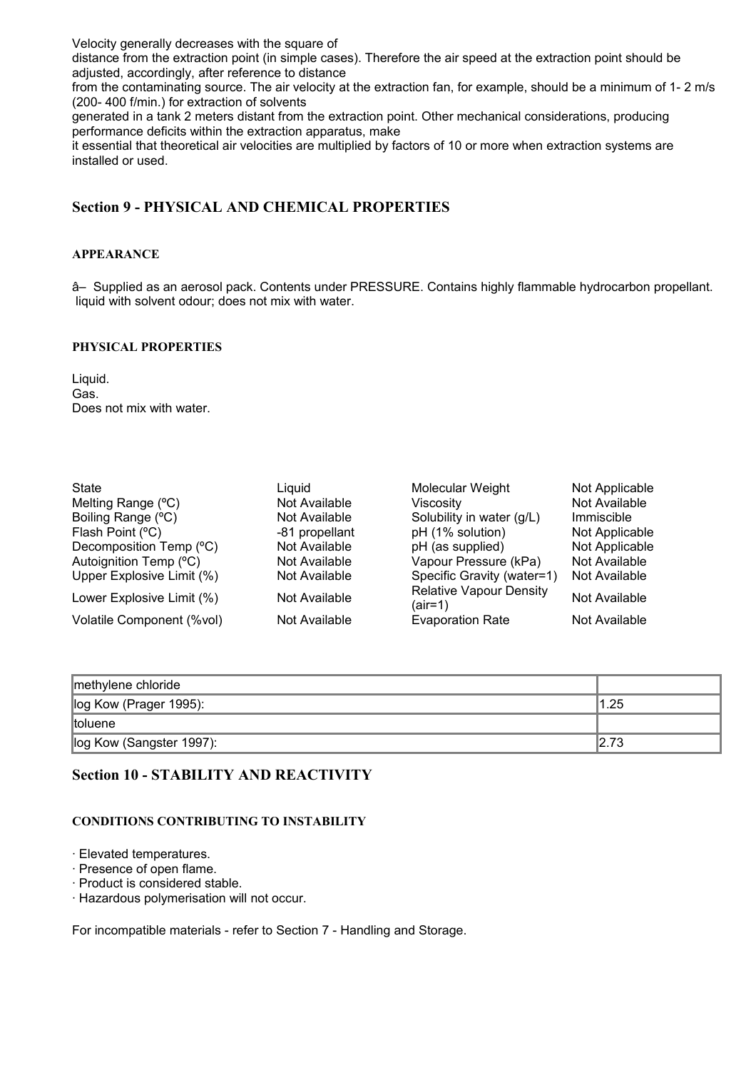Velocity generally decreases with the square of
distance from the extraction point (in simple cases). Therefore the air speed at the extraction point should be adjusted, accordingly, after reference to distance
from the contaminating source. The air velocity at the extraction fan, for example, should be a minimum of 1- 2 m/s (200- 400 f/min.) for extraction of solvents
generated in a tank 2 meters distant from the extraction point. Other mechanical considerations, producing performance deficits within the extraction apparatus, make
it essential that theoretical air velocities are multiplied by factors of 10 or more when extraction systems are installed or used.

## Section 9 - PHYSICAL AND CHEMICAL PROPERTIES

### APPEARANCE

â– Supplied as an aerosol pack. Contents under PRESSURE. Contains highly flammable hydrocarbon propellant.
liquid with solvent odour; does not mix with water.

### PHYSICAL PROPERTIES

Liquid.
Gas.
Does not mix with water.

| | | | |
|---|---|---|---|
| State | Liquid | Molecular Weight | Not Applicable |
| Melting Range (ºC) | Not Available | Viscosity | Not Available |
| Boiling Range (ºC) | Not Available | Solubility in water (g/L) | Immiscible |
| Flash Point (ºC) | -81 propellant | pH (1% solution) | Not Applicable |
| Decomposition Temp (ºC) | Not Available | pH (as supplied) | Not Applicable |
| Autoignition Temp (ºC) | Not Available | Vapour Pressure (kPa) | Not Available |
| Upper Explosive Limit (%) | Not Available | Specific Gravity (water=1) | Not Available |
| Lower Explosive Limit (%) | Not Available | Relative Vapour Density (air=1) | Not Available |
| Volatile Component (%vol) | Not Available | Evaporation Rate | Not Available |

| | |
|---|---|
| methylene chloride | |
| log Kow (Prager 1995): | 1.25 |
| toluene | |
| log Kow (Sangster 1997): | 2.73 |

## Section 10 - STABILITY AND REACTIVITY

### CONDITIONS CONTRIBUTING TO INSTABILITY

· Elevated temperatures.
· Presence of open flame.
· Product is considered stable.
· Hazardous polymerisation will not occur.

For incompatible materials - refer to Section 7 - Handling and Storage.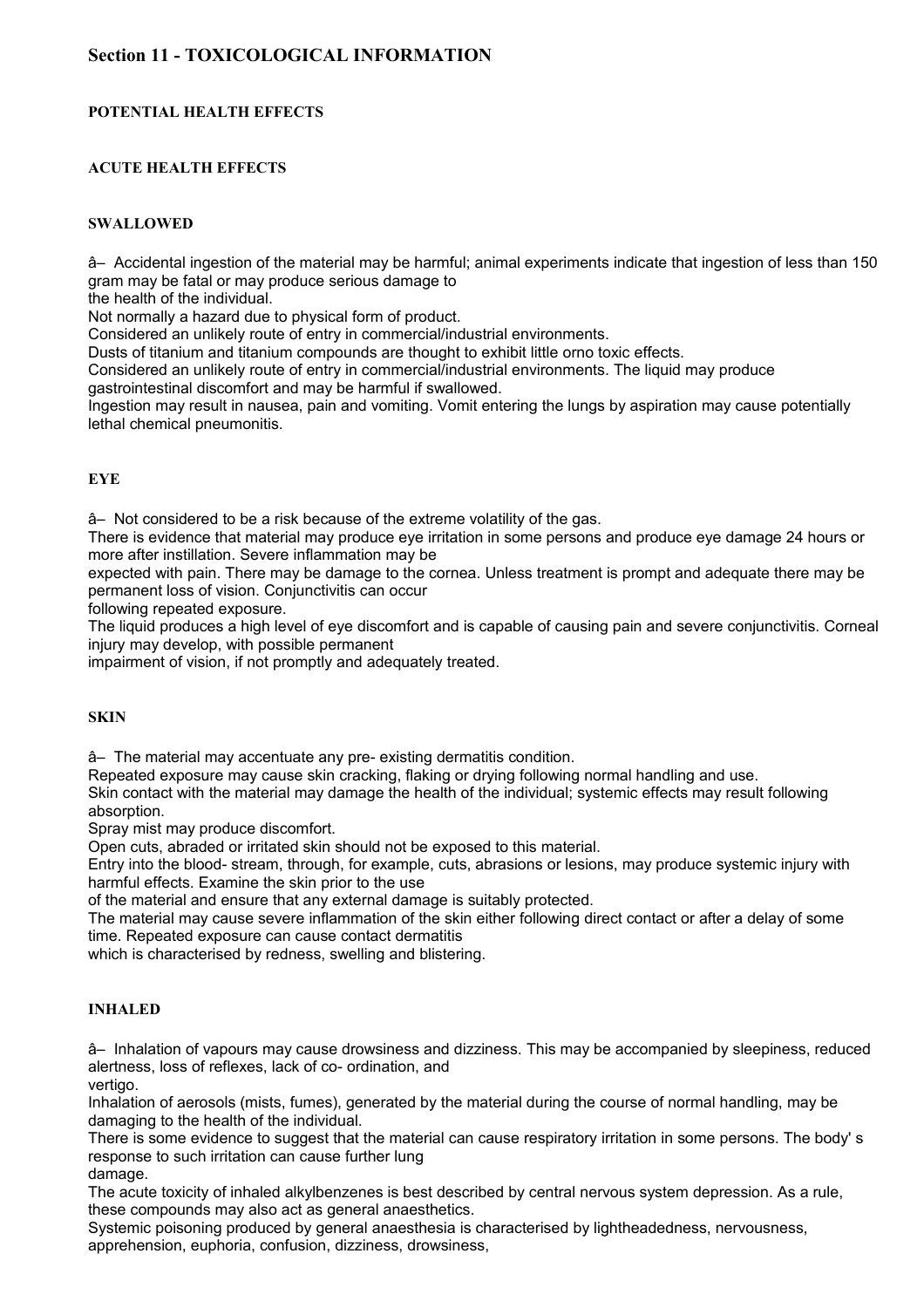# Section 11 - TOXICOLOGICAL INFORMATION

### POTENTIAL HEALTH EFFECTS

#### ACUTE HEALTH EFFECTS

#### SWALLOWED

â– Accidental ingestion of the material may be harmful; animal experiments indicate that ingestion of less than 150 gram may be fatal or may produce serious damage to
the health of the individual.
Not normally a hazard due to physical form of product.
Considered an unlikely route of entry in commercial/industrial environments.
Dusts of titanium and titanium compounds are thought to exhibit little orno toxic effects.
Considered an unlikely route of entry in commercial/industrial environments. The liquid may produce gastrointestinal discomfort and may be harmful if swallowed.
Ingestion may result in nausea, pain and vomiting. Vomit entering the lungs by aspiration may cause potentially lethal chemical pneumonitis.

#### EYE

â– Not considered to be a risk because of the extreme volatility of the gas.
There is evidence that material may produce eye irritation in some persons and produce eye damage 24 hours or more after instillation. Severe inflammation may be
expected with pain. There may be damage to the cornea. Unless treatment is prompt and adequate there may be permanent loss of vision. Conjunctivitis can occur
following repeated exposure.
The liquid produces a high level of eye discomfort and is capable of causing pain and severe conjunctivitis. Corneal injury may develop, with possible permanent
impairment of vision, if not promptly and adequately treated.

#### SKIN

â– The material may accentuate any pre- existing dermatitis condition.
Repeated exposure may cause skin cracking, flaking or drying following normal handling and use.
Skin contact with the material may damage the health of the individual; systemic effects may result following absorption.
Spray mist may produce discomfort.
Open cuts, abraded or irritated skin should not be exposed to this material.
Entry into the blood- stream, through, for example, cuts, abrasions or lesions, may produce systemic injury with harmful effects. Examine the skin prior to the use
of the material and ensure that any external damage is suitably protected.
The material may cause severe inflammation of the skin either following direct contact or after a delay of some time. Repeated exposure can cause contact dermatitis
which is characterised by redness, swelling and blistering.

#### INHALED

â– Inhalation of vapours may cause drowsiness and dizziness. This may be accompanied by sleepiness, reduced alertness, loss of reflexes, lack of co- ordination, and
vertigo.
Inhalation of aerosols (mists, fumes), generated by the material during the course of normal handling, may be damaging to the health of the individual.
There is some evidence to suggest that the material can cause respiratory irritation in some persons. The body' s response to such irritation can cause further lung
damage.
The acute toxicity of inhaled alkylbenzenes is best described by central nervous system depression. As a rule, these compounds may also act as general anaesthetics.
Systemic poisoning produced by general anaesthesia is characterised by lightheadedness, nervousness, apprehension, euphoria, confusion, dizziness, drowsiness,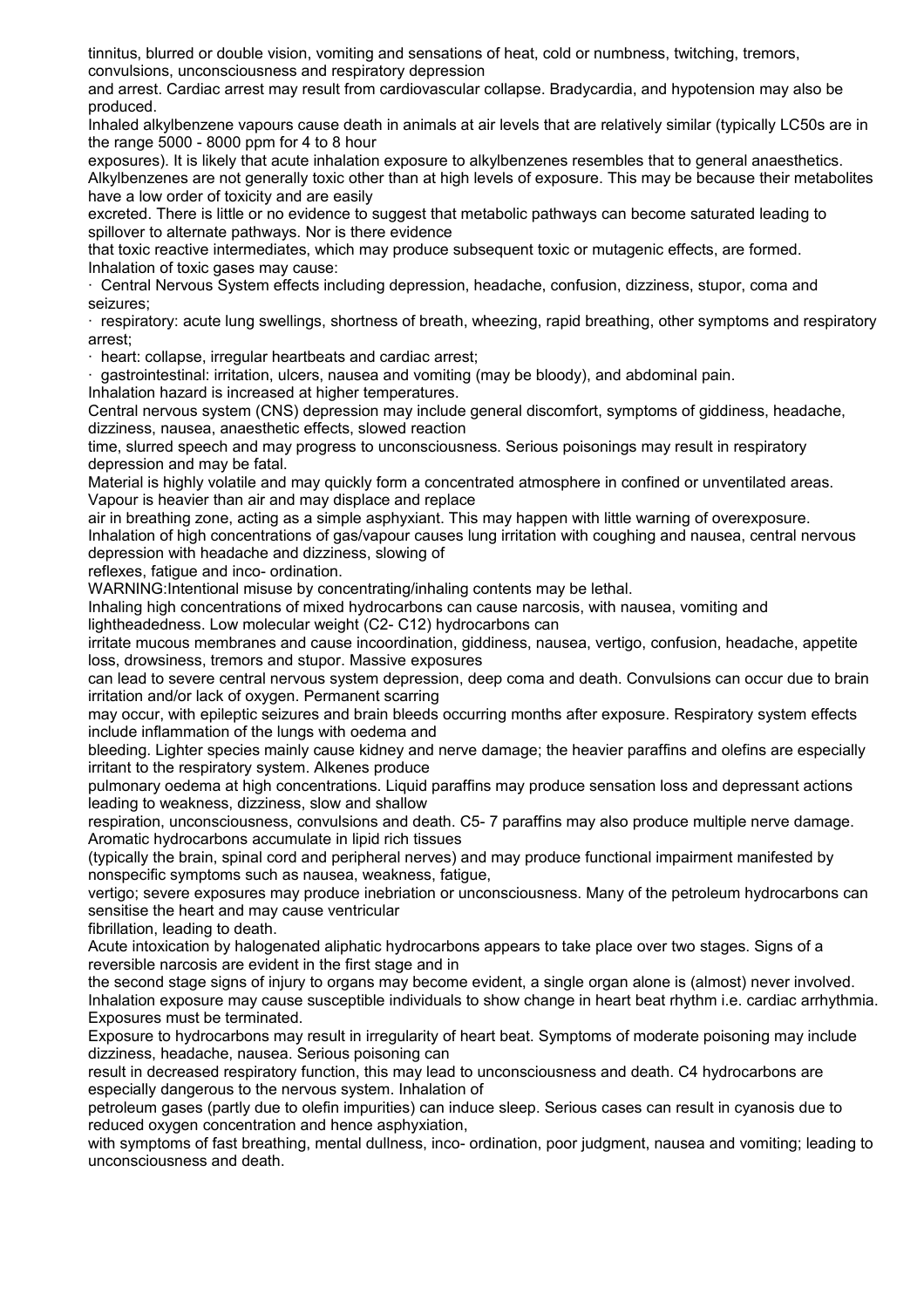tinnitus, blurred or double vision, vomiting and sensations of heat, cold or numbness, twitching, tremors, convulsions, unconsciousness and respiratory depression and arrest. Cardiac arrest may result from cardiovascular collapse. Bradycardia, and hypotension may also be produced.

Inhaled alkylbenzene vapours cause death in animals at air levels that are relatively similar (typically LC50s are in the range 5000 - 8000 ppm for 4 to 8 hour exposures). It is likely that acute inhalation exposure to alkylbenzenes resembles that to general anaesthetics.

Alkylbenzenes are not generally toxic other than at high levels of exposure. This may be because their metabolites have a low order of toxicity and are easily excreted. There is little or no evidence to suggest that metabolic pathways can become saturated leading to spillover to alternate pathways. Nor is there evidence that toxic reactive intermediates, which may produce subsequent toxic or mutagenic effects, are formed.

Inhalation of toxic gases may cause:

- Central Nervous System effects including depression, headache, confusion, dizziness, stupor, coma and seizures;
- respiratory: acute lung swellings, shortness of breath, wheezing, rapid breathing, other symptoms and respiratory arrest;
- heart: collapse, irregular heartbeats and cardiac arrest;
- gastrointestinal: irritation, ulcers, nausea and vomiting (may be bloody), and abdominal pain.

Inhalation hazard is increased at higher temperatures.

Central nervous system (CNS) depression may include general discomfort, symptoms of giddiness, headache, dizziness, nausea, anaesthetic effects, slowed reaction time, slurred speech and may progress to unconsciousness. Serious poisonings may result in respiratory depression and may be fatal.

Material is highly volatile and may quickly form a concentrated atmosphere in confined or unventilated areas. Vapour is heavier than air and may displace and replace air in breathing zone, acting as a simple asphyxiant. This may happen with little warning of overexposure.

Inhalation of high concentrations of gas/vapour causes lung irritation with coughing and nausea, central nervous depression with headache and dizziness, slowing of reflexes, fatigue and inco- ordination.

WARNING:Intentional misuse by concentrating/inhaling contents may be lethal.

Inhaling high concentrations of mixed hydrocarbons can cause narcosis, with nausea, vomiting and lightheadedness. Low molecular weight (C2- C12) hydrocarbons can irritate mucous membranes and cause incoordination, giddiness, nausea, vertigo, confusion, headache, appetite loss, drowsiness, tremors and stupor. Massive exposures can lead to severe central nervous system depression, deep coma and death. Convulsions can occur due to brain irritation and/or lack of oxygen. Permanent scarring may occur, with epileptic seizures and brain bleeds occurring months after exposure. Respiratory system effects include inflammation of the lungs with oedema and bleeding. Lighter species mainly cause kidney and nerve damage; the heavier paraffins and olefins are especially irritant to the respiratory system. Alkenes produce pulmonary oedema at high concentrations. Liquid paraffins may produce sensation loss and depressant actions leading to weakness, dizziness, slow and shallow respiration, unconsciousness, convulsions and death. C5- 7 paraffins may also produce multiple nerve damage. Aromatic hydrocarbons accumulate in lipid rich tissues (typically the brain, spinal cord and peripheral nerves) and may produce functional impairment manifested by nonspecific symptoms such as nausea, weakness, fatigue, vertigo; severe exposures may produce inebriation or unconsciousness. Many of the petroleum hydrocarbons can sensitise the heart and may cause ventricular fibrillation, leading to death.

Acute intoxication by halogenated aliphatic hydrocarbons appears to take place over two stages. Signs of a reversible narcosis are evident in the first stage and in the second stage signs of injury to organs may become evident, a single organ alone is (almost) never involved.

Inhalation exposure may cause susceptible individuals to show change in heart beat rhythm i.e. cardiac arrhythmia. Exposures must be terminated.

Exposure to hydrocarbons may result in irregularity of heart beat. Symptoms of moderate poisoning may include dizziness, headache, nausea. Serious poisoning can result in decreased respiratory function, this may lead to unconsciousness and death. C4 hydrocarbons are especially dangerous to the nervous system. Inhalation of petroleum gases (partly due to olefin impurities) can induce sleep. Serious cases can result in cyanosis due to reduced oxygen concentration and hence asphyxiation, with symptoms of fast breathing, mental dullness, inco- ordination, poor judgment, nausea and vomiting; leading to unconsciousness and death.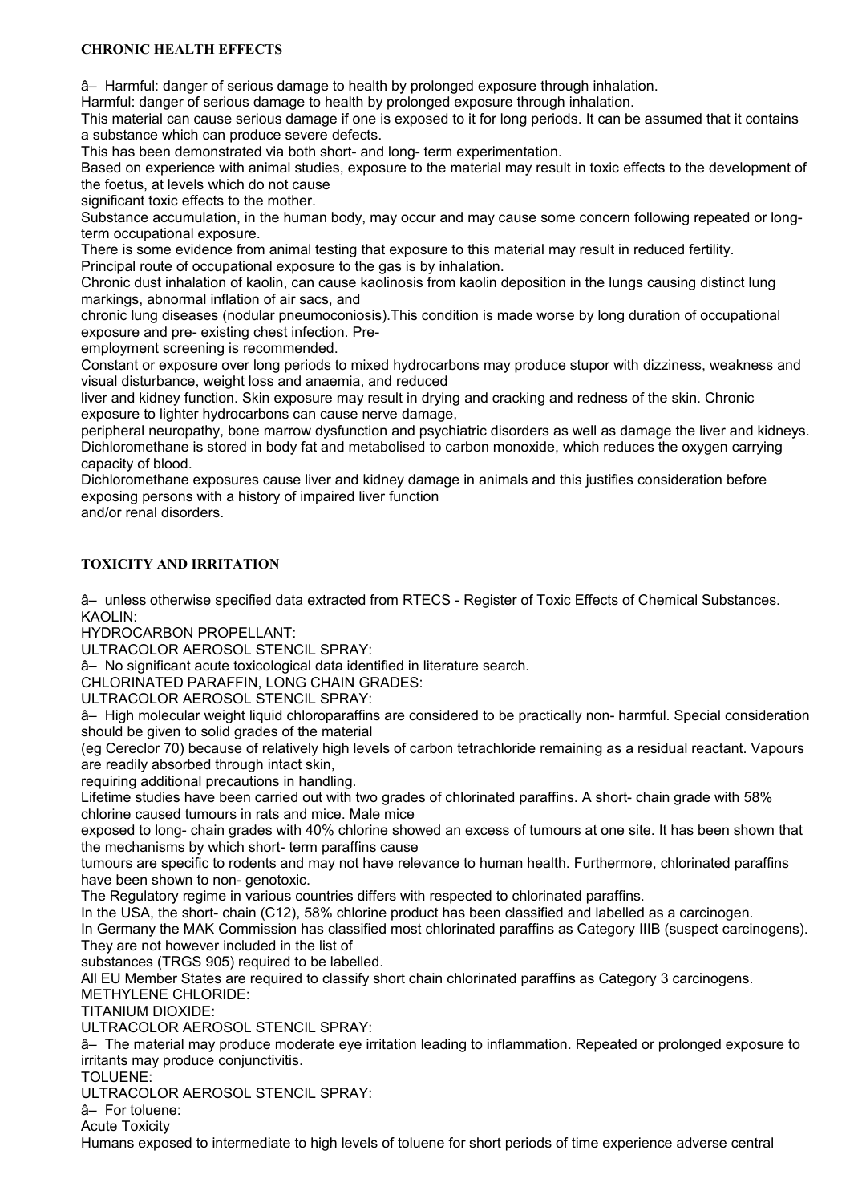### CHRONIC HEALTH EFFECTS

â– Harmful: danger of serious damage to health by prolonged exposure through inhalation.
Harmful: danger of serious damage to health by prolonged exposure through inhalation.
This material can cause serious damage if one is exposed to it for long periods. It can be assumed that it contains a substance which can produce severe defects.
This has been demonstrated via both short- and long- term experimentation.
Based on experience with animal studies, exposure to the material may result in toxic effects to the development of the foetus, at levels which do not cause
significant toxic effects to the mother.
Substance accumulation, in the human body, may occur and may cause some concern following repeated or long-term occupational exposure.
There is some evidence from animal testing that exposure to this material may result in reduced fertility.
Principal route of occupational exposure to the gas is by inhalation.
Chronic dust inhalation of kaolin, can cause kaolinosis from kaolin deposition in the lungs causing distinct lung markings, abnormal inflation of air sacs, and
chronic lung diseases (nodular pneumoconiosis).This condition is made worse by long duration of occupational exposure and pre- existing chest infection. Pre-
employment screening is recommended.
Constant or exposure over long periods to mixed hydrocarbons may produce stupor with dizziness, weakness and visual disturbance, weight loss and anaemia, and reduced
liver and kidney function. Skin exposure may result in drying and cracking and redness of the skin. Chronic exposure to lighter hydrocarbons can cause nerve damage,
peripheral neuropathy, bone marrow dysfunction and psychiatric disorders as well as damage the liver and kidneys.
Dichloromethane is stored in body fat and metabolised to carbon monoxide, which reduces the oxygen carrying capacity of blood.
Dichloromethane exposures cause liver and kidney damage in animals and this justifies consideration before exposing persons with a history of impaired liver function
and/or renal disorders.

### TOXICITY AND IRRITATION

â– unless otherwise specified data extracted from RTECS - Register of Toxic Effects of Chemical Substances.
KAOLIN:
HYDROCARBON PROPELLANT:
ULTRACOLOR AEROSOL STENCIL SPRAY:
â– No significant acute toxicological data identified in literature search.
CHLORINATED PARAFFIN, LONG CHAIN GRADES:
ULTRACOLOR AEROSOL STENCIL SPRAY:
â– High molecular weight liquid chloroparaffins are considered to be practically non- harmful. Special consideration should be given to solid grades of the material
(eg Cereclor 70) because of relatively high levels of carbon tetrachloride remaining as a residual reactant. Vapours are readily absorbed through intact skin,
requiring additional precautions in handling.
Lifetime studies have been carried out with two grades of chlorinated paraffins. A short- chain grade with 58% chlorine caused tumours in rats and mice. Male mice
exposed to long- chain grades with 40% chlorine showed an excess of tumours at one site. It has been shown that the mechanisms by which short- term paraffins cause
tumours are specific to rodents and may not have relevance to human health. Furthermore, chlorinated paraffins have been shown to non- genotoxic.
The Regulatory regime in various countries differs with respected to chlorinated paraffins.
In the USA, the short- chain (C12), 58% chlorine product has been classified and labelled as a carcinogen.
In Germany the MAK Commission has classified most chlorinated paraffins as Category IIIB (suspect carcinogens). They are not however included in the list of
substances (TRGS 905) required to be labelled.
All EU Member States are required to classify short chain chlorinated paraffins as Category 3 carcinogens.
METHYLENE CHLORIDE:
TITANIUM DIOXIDE:
ULTRACOLOR AEROSOL STENCIL SPRAY:
â– The material may produce moderate eye irritation leading to inflammation. Repeated or prolonged exposure to irritants may produce conjunctivitis.
TOLUENE:
ULTRACOLOR AEROSOL STENCIL SPRAY:
â– For toluene:
Acute Toxicity
Humans exposed to intermediate to high levels of toluene for short periods of time experience adverse central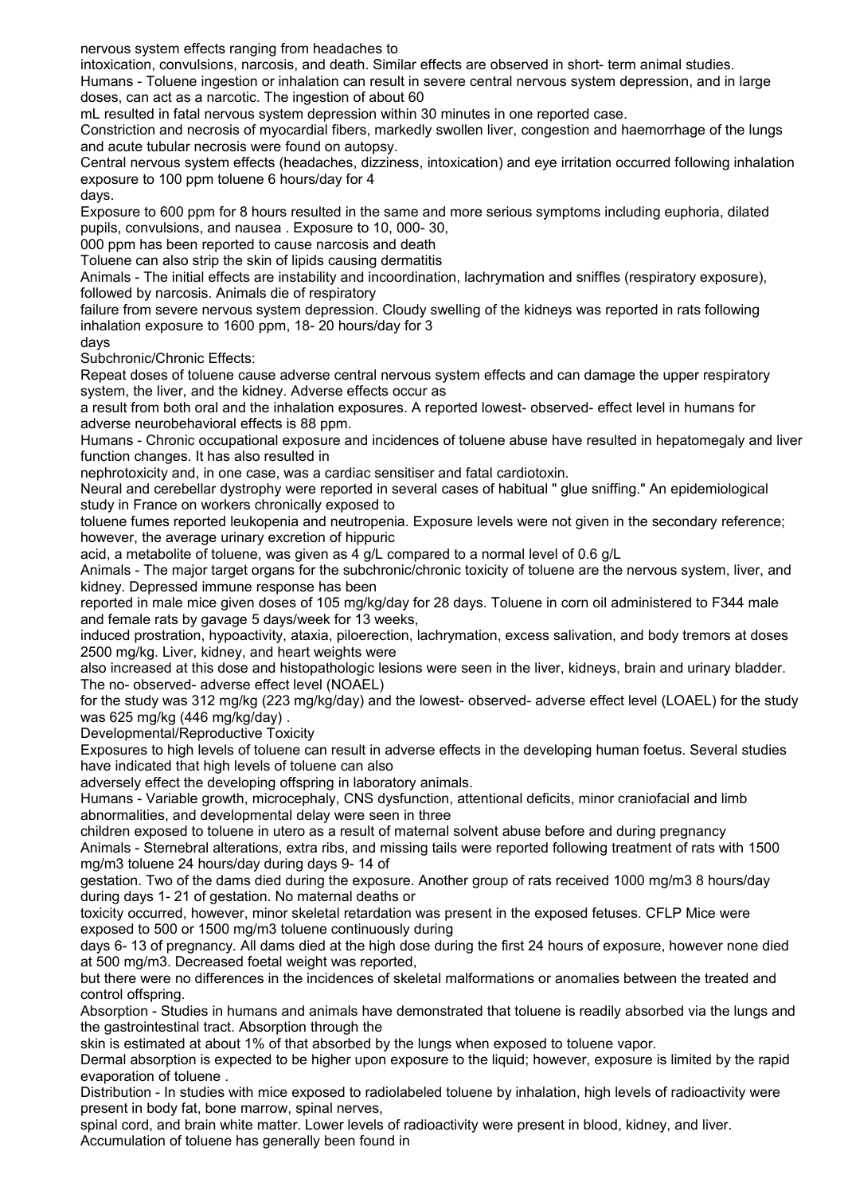nervous system effects ranging from headaches to intoxication, convulsions, narcosis, and death. Similar effects are observed in short- term animal studies.

Humans - Toluene ingestion or inhalation can result in severe central nervous system depression, and in large doses, can act as a narcotic. The ingestion of about 60 mL resulted in fatal nervous system depression within 30 minutes in one reported case.

Constriction and necrosis of myocardial fibers, markedly swollen liver, congestion and haemorrhage of the lungs and acute tubular necrosis were found on autopsy.

Central nervous system effects (headaches, dizziness, intoxication) and eye irritation occurred following inhalation exposure to 100 ppm toluene 6 hours/day for 4 days.

Exposure to 600 ppm for 8 hours resulted in the same and more serious symptoms including euphoria, dilated pupils, convulsions, and nausea . Exposure to 10, 000- 30, 000 ppm has been reported to cause narcosis and death

Toluene can also strip the skin of lipids causing dermatitis

Animals - The initial effects are instability and incoordination, lachrymation and sniffles (respiratory exposure), followed by narcosis. Animals die of respiratory failure from severe nervous system depression. Cloudy swelling of the kidneys was reported in rats following inhalation exposure to 1600 ppm, 18- 20 hours/day for 3 days

Subchronic/Chronic Effects:

Repeat doses of toluene cause adverse central nervous system effects and can damage the upper respiratory system, the liver, and the kidney. Adverse effects occur as a result from both oral and the inhalation exposures. A reported lowest- observed- effect level in humans for adverse neurobehavioral effects is 88 ppm.

Humans - Chronic occupational exposure and incidences of toluene abuse have resulted in hepatomegaly and liver function changes. It has also resulted in nephrotoxicity and, in one case, was a cardiac sensitiser and fatal cardiotoxin.

Neural and cerebellar dystrophy were reported in several cases of habitual " glue sniffing." An epidemiological study in France on workers chronically exposed to toluene fumes reported leukopenia and neutropenia. Exposure levels were not given in the secondary reference; however, the average urinary excretion of hippuric acid, a metabolite of toluene, was given as 4 g/L compared to a normal level of 0.6 g/L

Animals - The major target organs for the subchronic/chronic toxicity of toluene are the nervous system, liver, and kidney. Depressed immune response has been reported in male mice given doses of 105 mg/kg/day for 28 days. Toluene in corn oil administered to F344 male and female rats by gavage 5 days/week for 13 weeks, induced prostration, hypoactivity, ataxia, piloerection, lachrymation, excess salivation, and body tremors at doses 2500 mg/kg. Liver, kidney, and heart weights were also increased at this dose and histopathologic lesions were seen in the liver, kidneys, brain and urinary bladder. The no- observed- adverse effect level (NOAEL) for the study was 312 mg/kg (223 mg/kg/day) and the lowest- observed- adverse effect level (LOAEL) for the study was 625 mg/kg (446 mg/kg/day) .

Developmental/Reproductive Toxicity

Exposures to high levels of toluene can result in adverse effects in the developing human foetus. Several studies have indicated that high levels of toluene can also adversely effect the developing offspring in laboratory animals.

Humans - Variable growth, microcephaly, CNS dysfunction, attentional deficits, minor craniofacial and limb abnormalities, and developmental delay were seen in three children exposed to toluene in utero as a result of maternal solvent abuse before and during pregnancy

Animals - Sternebral alterations, extra ribs, and missing tails were reported following treatment of rats with 1500 mg/m3 toluene 24 hours/day during days 9- 14 of gestation. Two of the dams died during the exposure. Another group of rats received 1000 mg/m3 8 hours/day during days 1- 21 of gestation. No maternal deaths or toxicity occurred, however, minor skeletal retardation was present in the exposed fetuses. CFLP Mice were exposed to 500 or 1500 mg/m3 toluene continuously during days 6- 13 of pregnancy. All dams died at the high dose during the first 24 hours of exposure, however none died at 500 mg/m3. Decreased foetal weight was reported, but there were no differences in the incidences of skeletal malformations or anomalies between the treated and control offspring.

Absorption - Studies in humans and animals have demonstrated that toluene is readily absorbed via the lungs and the gastrointestinal tract. Absorption through the skin is estimated at about 1% of that absorbed by the lungs when exposed to toluene vapor.

Dermal absorption is expected to be higher upon exposure to the liquid; however, exposure is limited by the rapid evaporation of toluene .

Distribution - In studies with mice exposed to radiolabeled toluene by inhalation, high levels of radioactivity were present in body fat, bone marrow, spinal nerves, spinal cord, and brain white matter. Lower levels of radioactivity were present in blood, kidney, and liver. Accumulation of toluene has generally been found in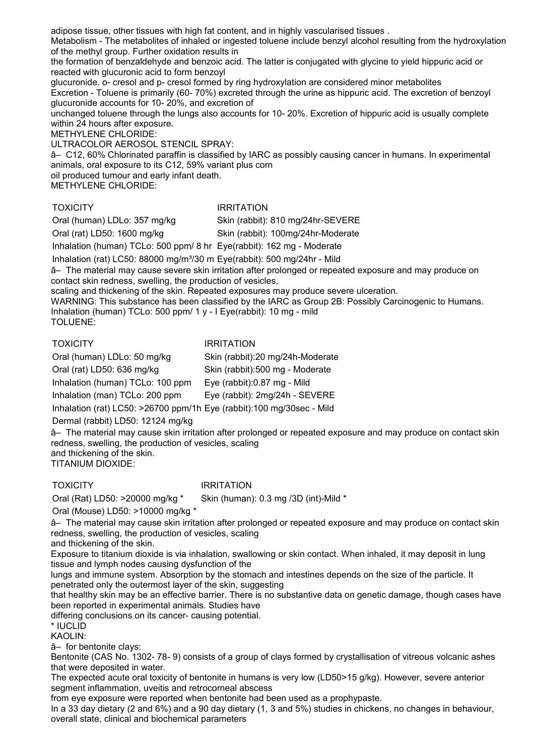adipose tissue, other tissues with high fat content, and in highly vascularised tissues .
Metabolism - The metabolites of inhaled or ingested toluene include benzyl alcohol resulting from the hydroxylation of the methyl group. Further oxidation results in
the formation of benzaldehyde and benzoic acid. The latter is conjugated with glycine to yield hippuric acid or reacted with glucuronic acid to form benzoyl
glucuronide. o- cresol and p- cresol formed by ring hydroxylation are considered minor metabolites
Excretion - Toluene is primarily (60- 70%) excreted through the urine as hippuric acid. The excretion of benzoyl glucuronide accounts for 10- 20%, and excretion of
unchanged toluene through the lungs also accounts for 10- 20%. Excretion of hippuric acid is usually complete within 24 hours after exposure.
METHYLENE CHLORIDE:
ULTRACOLOR AEROSOL STENCIL SPRAY:
â– C12, 60% Chlorinated paraffin is classified by IARC as possibly causing cancer in humans. In experimental animals, oral exposure to its C12, 59% variant plus corn
oil produced tumour and early infant death.
METHYLENE CHLORIDE:

| TOXICITY | IRRITATION |
|---|---|
| Oral (human) LDLo: 357 mg/kg | Skin (rabbit): 810 mg/24hr-SEVERE |
| Oral (rat) LD50: 1600 mg/kg | Skin (rabbit): 100mg/24hr-Moderate |
| Inhalation (human) TCLo: 500 ppm/ 8 hr | Eye(rabbit): 162 mg - Moderate |
| Inhalation (rat) LC50: 88000 mg/m³/30 m | Eye(rabbit): 500 mg/24hr - Mild |

â– The material may cause severe skin irritation after prolonged or repeated exposure and may produce on contact skin redness, swelling, the production of vesicles,
scaling and thickening of the skin. Repeated exposures may produce severe ulceration.
WARNING: This substance has been classified by the IARC as Group 2B: Possibly Carcinogenic to Humans.
Inhalation (human) TCLo: 500 ppm/ 1 y - I Eye(rabbit): 10 mg - mild
TOLUENE:

| TOXICITY | IRRITATION |
|---|---|
| Oral (human) LDLo: 50 mg/kg | Skin (rabbit):20 mg/24h-Moderate |
| Oral (rat) LD50: 636 mg/kg | Skin (rabbit):500 mg - Moderate |
| Inhalation (human) TCLo: 100 ppm | Eye (rabbit):0.87 mg - Mild |
| Inhalation (man) TCLo: 200 ppm | Eye (rabbit): 2mg/24h - SEVERE |
| Inhalation (rat) LC50: >26700 ppm/1h | Eye (rabbit):100 mg/30sec - Mild |
| Dermal (rabbit) LD50: 12124 mg/kg | |

â– The material may cause skin irritation after prolonged or repeated exposure and may produce on contact skin redness, swelling, the production of vesicles, scaling
and thickening of the skin.
TITANIUM DIOXIDE:

| TOXICITY | IRRITATION |
|---|---|
| Oral (Rat) LD50: >20000 mg/kg * | Skin (human): 0.3 mg /3D (int)-Mild * |
| Oral (Mouse) LD50: >10000 mg/kg * | |

â– The material may cause skin irritation after prolonged or repeated exposure and may produce on contact skin redness, swelling, the production of vesicles, scaling
and thickening of the skin.
Exposure to titanium dioxide is via inhalation, swallowing or skin contact. When inhaled, it may deposit in lung tissue and lymph nodes causing dysfunction of the
lungs and immune system. Absorption by the stomach and intestines depends on the size of the particle. It penetrated only the outermost layer of the skin, suggesting
that healthy skin may be an effective barrier. There is no substantive data on genetic damage, though cases have been reported in experimental animals. Studies have
differing conclusions on its cancer- causing potential.
* IUCLID
KAOLIN:
â– for bentonite clays:
Bentonite (CAS No. 1302- 78- 9) consists of a group of clays formed by crystallisation of vitreous volcanic ashes that were deposited in water.
The expected acute oral toxicity of bentonite in humans is very low (LD50>15 g/kg). However, severe anterior segment inflammation, uveitis and retrocorneal abscess
from eye exposure were reported when bentonite had been used as a prophypaste.
In a 33 day dietary (2 and 6%) and a 90 day dietary (1, 3 and 5%) studies in chickens, no changes in behaviour, overall state, clinical and biochemical parameters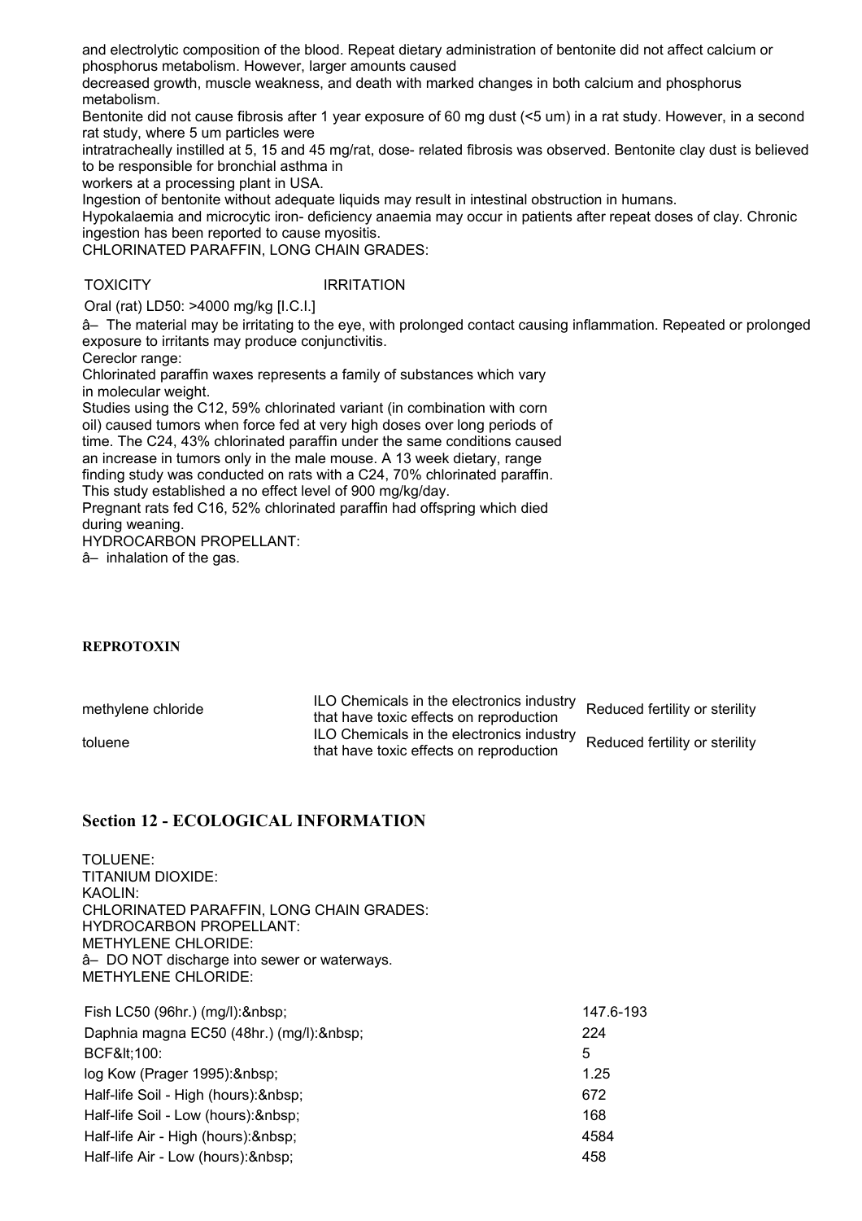and electrolytic composition of the blood. Repeat dietary administration of bentonite did not affect calcium or phosphorus metabolism. However, larger amounts caused
decreased growth, muscle weakness, and death with marked changes in both calcium and phosphorus metabolism.
Bentonite did not cause fibrosis after 1 year exposure of 60 mg dust (<5 um) in a rat study. However, in a second rat study, where 5 um particles were
intratracheally instilled at 5, 15 and 45 mg/rat, dose- related fibrosis was observed. Bentonite clay dust is believed to be responsible for bronchial asthma in
workers at a processing plant in USA.
Ingestion of bentonite without adequate liquids may result in intestinal obstruction in humans.
Hypokalaemia and microcytic iron- deficiency anaemia may occur in patients after repeat doses of clay. Chronic ingestion has been reported to cause myositis.
CHLORINATED PARAFFIN, LONG CHAIN GRADES:

| TOXICITY | IRRITATION |
| --- | --- |
| Oral (rat) LD50: >4000 mg/kg [I.C.I.] | |

â– The material may be irritating to the eye, with prolonged contact causing inflammation. Repeated or prolonged exposure to irritants may produce conjunctivitis.
Cereclor range:
Chlorinated paraffin waxes represents a family of substances which vary in molecular weight.
Studies using the C12, 59% chlorinated variant (in combination with corn oil) caused tumors when force fed at very high doses over long periods of time. The C24, 43% chlorinated paraffin under the same conditions caused an increase in tumors only in the male mouse. A 13 week dietary, range finding study was conducted on rats with a C24, 70% chlorinated paraffin. This study established a no effect level of 900 mg/kg/day.
Pregnant rats fed C16, 52% chlorinated paraffin had offspring which died during weaning.
HYDROCARBON PROPELLANT:
â– inhalation of the gas.

**REPROTOXIN**

| | | |
| --- | --- | --- |
| methylene chloride | ILO Chemicals in the electronics industry that have toxic effects on reproduction | Reduced fertility or sterility |
| toluene | ILO Chemicals in the electronics industry that have toxic effects on reproduction | Reduced fertility or sterility |

## Section 12 - ECOLOGICAL INFORMATION

TOLUENE:
TITANIUM DIOXIDE:
KAOLIN:
CHLORINATED PARAFFIN, LONG CHAIN GRADES:
HYDROCARBON PROPELLANT:
METHYLENE CHLORIDE:
â– DO NOT discharge into sewer or waterways.
METHYLENE CHLORIDE:

| | |
| --- | --- |
| Fish LC50 (96hr.) (mg/l):&nbsp; | 147.6-193 |
| Daphnia magna EC50 (48hr.) (mg/l):&nbsp; | 224 |
| BCF&lt;100: | 5 |
| log Kow (Prager 1995):&nbsp; | 1.25 |
| Half-life Soil - High (hours):&nbsp; | 672 |
| Half-life Soil - Low (hours):&nbsp; | 168 |
| Half-life Air - High (hours):&nbsp; | 4584 |
| Half-life Air - Low (hours):&nbsp; | 458 |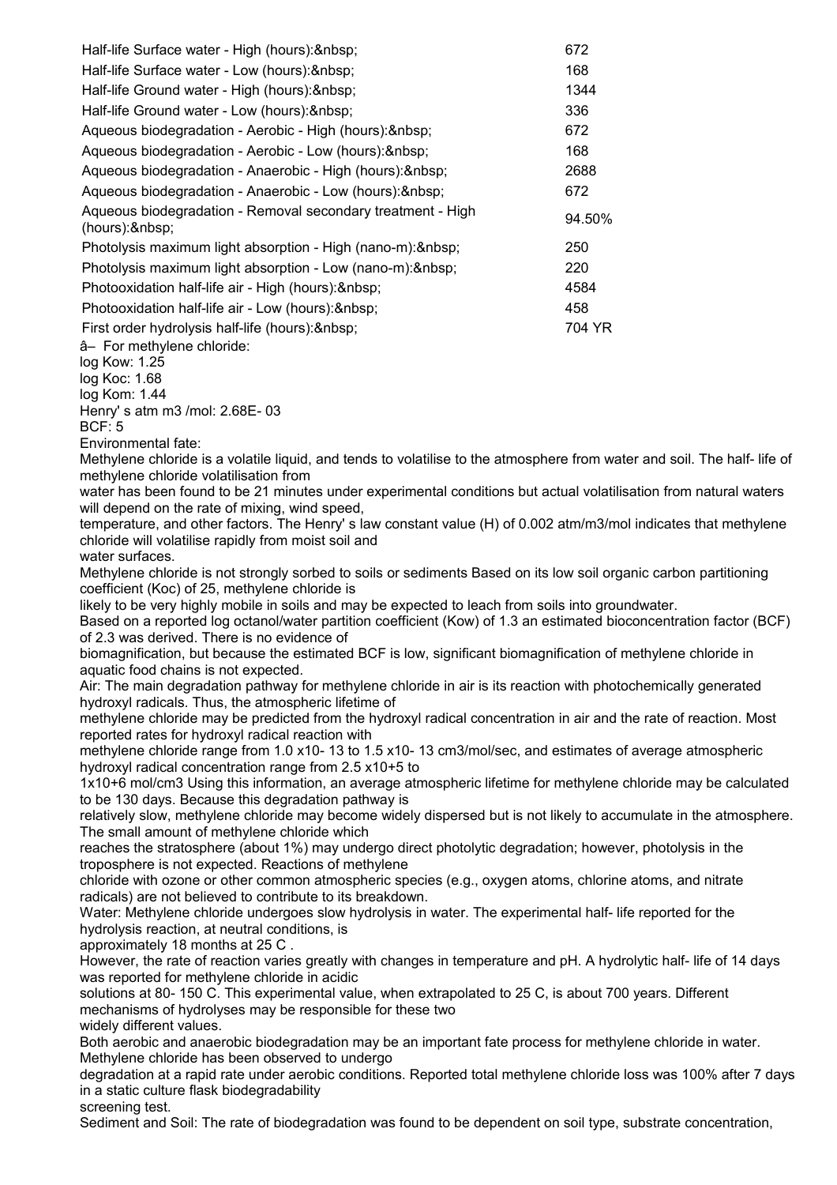| | |
|---|---|
| Half-life Surface water - High (hours):&nbsp; | 672 |
| Half-life Surface water - Low (hours):&nbsp; | 168 |
| Half-life Ground water - High (hours):&nbsp; | 1344 |
| Half-life Ground water - Low (hours):&nbsp; | 336 |
| Aqueous biodegradation - Aerobic - High (hours):&nbsp; | 672 |
| Aqueous biodegradation - Aerobic - Low (hours):&nbsp; | 168 |
| Aqueous biodegradation - Anaerobic - High (hours):&nbsp; | 2688 |
| Aqueous biodegradation - Anaerobic - Low (hours):&nbsp; | 672 |
| Aqueous biodegradation - Removal secondary treatment - High (hours):&nbsp; | 94.50% |
| Photolysis maximum light absorption - High (nano-m):&nbsp; | 250 |
| Photolysis maximum light absorption - Low (nano-m):&nbsp; | 220 |
| Photooxidation half-life air - High (hours):&nbsp; | 4584 |
| Photooxidation half-life air - Low (hours):&nbsp; | 458 |
| First order hydrolysis half-life (hours):&nbsp; | 704 YR |

â– For methylene chloride:
log Kow: 1.25
log Koc: 1.68
log Kom: 1.44
Henry' s atm m3 /mol: 2.68E- 03
BCF: 5

Environmental fate:

Methylene chloride is a volatile liquid, and tends to volatilise to the atmosphere from water and soil. The half- life of methylene chloride volatilisation from water has been found to be 21 minutes under experimental conditions but actual volatilisation from natural waters will depend on the rate of mixing, wind speed, temperature, and other factors. The Henry' s law constant value (H) of 0.002 atm/m3/mol indicates that methylene chloride will volatilise rapidly from moist soil and water surfaces.

Methylene chloride is not strongly sorbed to soils or sediments Based on its low soil organic carbon partitioning coefficient (Koc) of 25, methylene chloride is likely to be very highly mobile in soils and may be expected to leach from soils into groundwater.

Based on a reported log octanol/water partition coefficient (Kow) of 1.3 an estimated bioconcentration factor (BCF) of 2.3 was derived. There is no evidence of biomagnification, but because the estimated BCF is low, significant biomagnification of methylene chloride in aquatic food chains is not expected.

Air: The main degradation pathway for methylene chloride in air is its reaction with photochemically generated hydroxyl radicals. Thus, the atmospheric lifetime of methylene chloride may be predicted from the hydroxyl radical concentration in air and the rate of reaction. Most reported rates for hydroxyl radical reaction with methylene chloride range from 1.0 x10- 13 to 1.5 x10- 13 cm3/mol/sec, and estimates of average atmospheric hydroxyl radical concentration range from 2.5 x10+5 to 1x10+6 mol/cm3 Using this information, an average atmospheric lifetime for methylene chloride may be calculated to be 130 days. Because this degradation pathway is relatively slow, methylene chloride may become widely dispersed but is not likely to accumulate in the atmosphere. The small amount of methylene chloride which reaches the stratosphere (about 1%) may undergo direct photolytic degradation; however, photolysis in the troposphere is not expected. Reactions of methylene chloride with ozone or other common atmospheric species (e.g., oxygen atoms, chlorine atoms, and nitrate radicals) are not believed to contribute to its breakdown.

Water: Methylene chloride undergoes slow hydrolysis in water. The experimental half- life reported for the hydrolysis reaction, at neutral conditions, is approximately 18 months at 25 C .

However, the rate of reaction varies greatly with changes in temperature and pH. A hydrolytic half- life of 14 days was reported for methylene chloride in acidic solutions at 80- 150 C. This experimental value, when extrapolated to 25 C, is about 700 years. Different mechanisms of hydrolyses may be responsible for these two widely different values.

Both aerobic and anaerobic biodegradation may be an important fate process for methylene chloride in water. Methylene chloride has been observed to undergo degradation at a rapid rate under aerobic conditions. Reported total methylene chloride loss was 100% after 7 days in a static culture flask biodegradability screening test.

Sediment and Soil: The rate of biodegradation was found to be dependent on soil type, substrate concentration,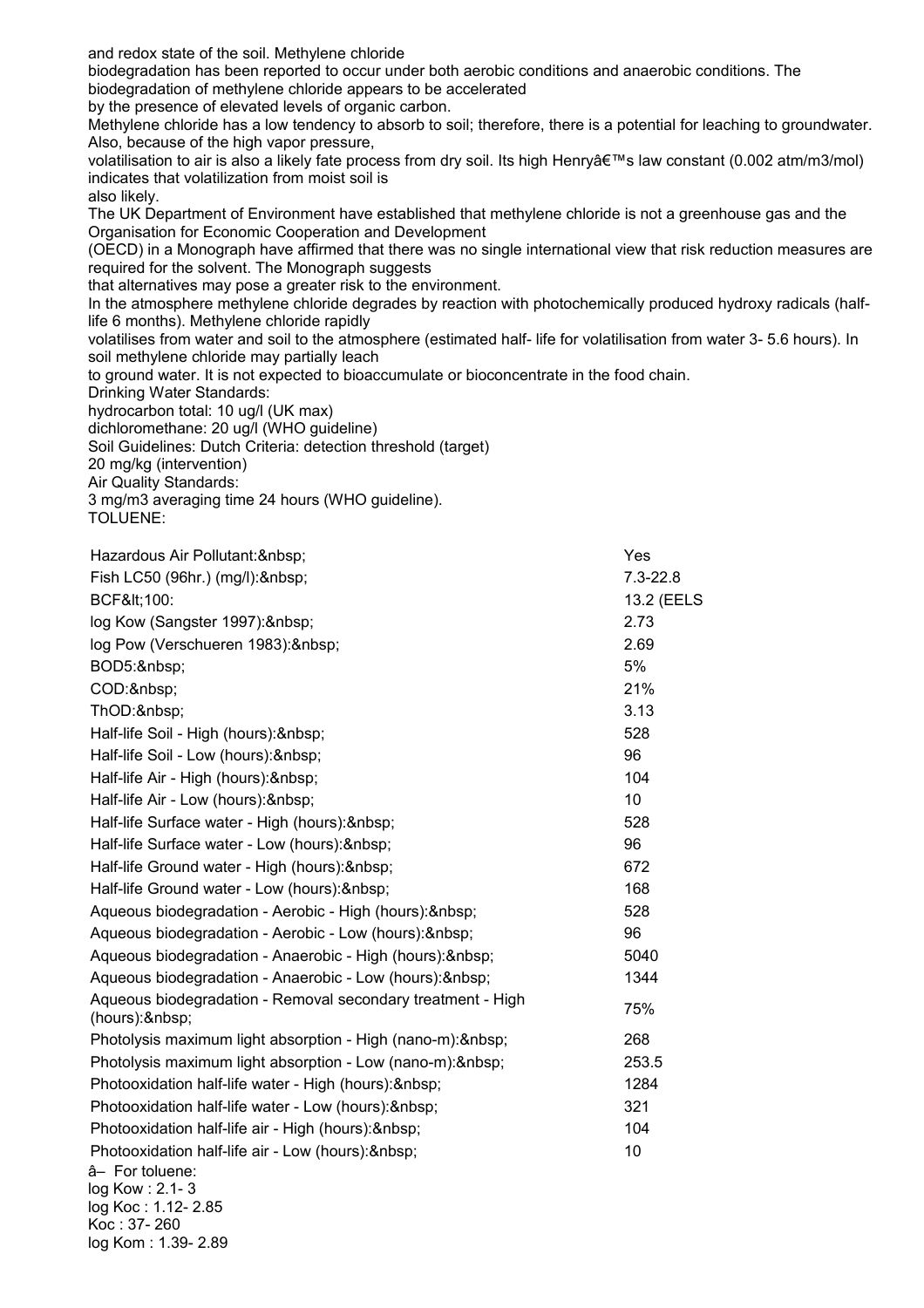and redox state of the soil. Methylene chloride
biodegradation has been reported to occur under both aerobic conditions and anaerobic conditions. The biodegradation of methylene chloride appears to be accelerated
by the presence of elevated levels of organic carbon.
Methylene chloride has a low tendency to absorb to soil; therefore, there is a potential for leaching to groundwater. Also, because of the high vapor pressure,
volatilisation to air is also a likely fate process from dry soil. Its high Henryâ€™s law constant (0.002 atm/m3/mol) indicates that volatilization from moist soil is
also likely.
The UK Department of Environment have established that methylene chloride is not a greenhouse gas and the Organisation for Economic Cooperation and Development
(OECD) in a Monograph have affirmed that there was no single international view that risk reduction measures are required for the solvent. The Monograph suggests
that alternatives may pose a greater risk to the environment.
In the atmosphere methylene chloride degrades by reaction with photochemically produced hydroxy radicals (half-life 6 months). Methylene chloride rapidly
volatilises from water and soil to the atmosphere (estimated half- life for volatilisation from water 3- 5.6 hours). In soil methylene chloride may partially leach
to ground water. It is not expected to bioaccumulate or bioconcentrate in the food chain.
Drinking Water Standards:
hydrocarbon total: 10 ug/l (UK max)
dichloromethane: 20 ug/l (WHO guideline)
Soil Guidelines: Dutch Criteria: detection threshold (target)
20 mg/kg (intervention)
Air Quality Standards:
3 mg/m3 averaging time 24 hours (WHO guideline).
TOLUENE:

| | |
|---|---|
| Hazardous Air Pollutant:&nbsp; | Yes |
| Fish LC50 (96hr.) (mg/l):&nbsp; | 7.3-22.8 |
| BCF&lt;100: | 13.2 (EELS |
| log Kow (Sangster 1997):&nbsp; | 2.73 |
| log Pow (Verschueren 1983):&nbsp; | 2.69 |
| BOD5:&nbsp; | 5% |
| COD:&nbsp; | 21% |
| ThOD:&nbsp; | 3.13 |
| Half-life Soil - High (hours):&nbsp; | 528 |
| Half-life Soil - Low (hours):&nbsp; | 96 |
| Half-life Air - High (hours):&nbsp; | 104 |
| Half-life Air - Low (hours):&nbsp; | 10 |
| Half-life Surface water - High (hours):&nbsp; | 528 |
| Half-life Surface water - Low (hours):&nbsp; | 96 |
| Half-life Ground water - High (hours):&nbsp; | 672 |
| Half-life Ground water - Low (hours):&nbsp; | 168 |
| Aqueous biodegradation - Aerobic - High (hours):&nbsp; | 528 |
| Aqueous biodegradation - Aerobic - Low (hours):&nbsp; | 96 |
| Aqueous biodegradation - Anaerobic - High (hours):&nbsp; | 5040 |
| Aqueous biodegradation - Anaerobic - Low (hours):&nbsp; | 1344 |
| Aqueous biodegradation - Removal secondary treatment - High (hours):&nbsp; | 75% |
| Photolysis maximum light absorption - High (nano-m):&nbsp; | 268 |
| Photolysis maximum light absorption - Low (nano-m):&nbsp; | 253.5 |
| Photooxidation half-life water - High (hours):&nbsp; | 1284 |
| Photooxidation half-life water - Low (hours):&nbsp; | 321 |
| Photooxidation half-life air - High (hours):&nbsp; | 104 |
| Photooxidation half-life air - Low (hours):&nbsp; | 10 |

â– For toluene:
log Kow : 2.1- 3
log Koc : 1.12- 2.85
Koc : 37- 260
log Kom : 1.39- 2.89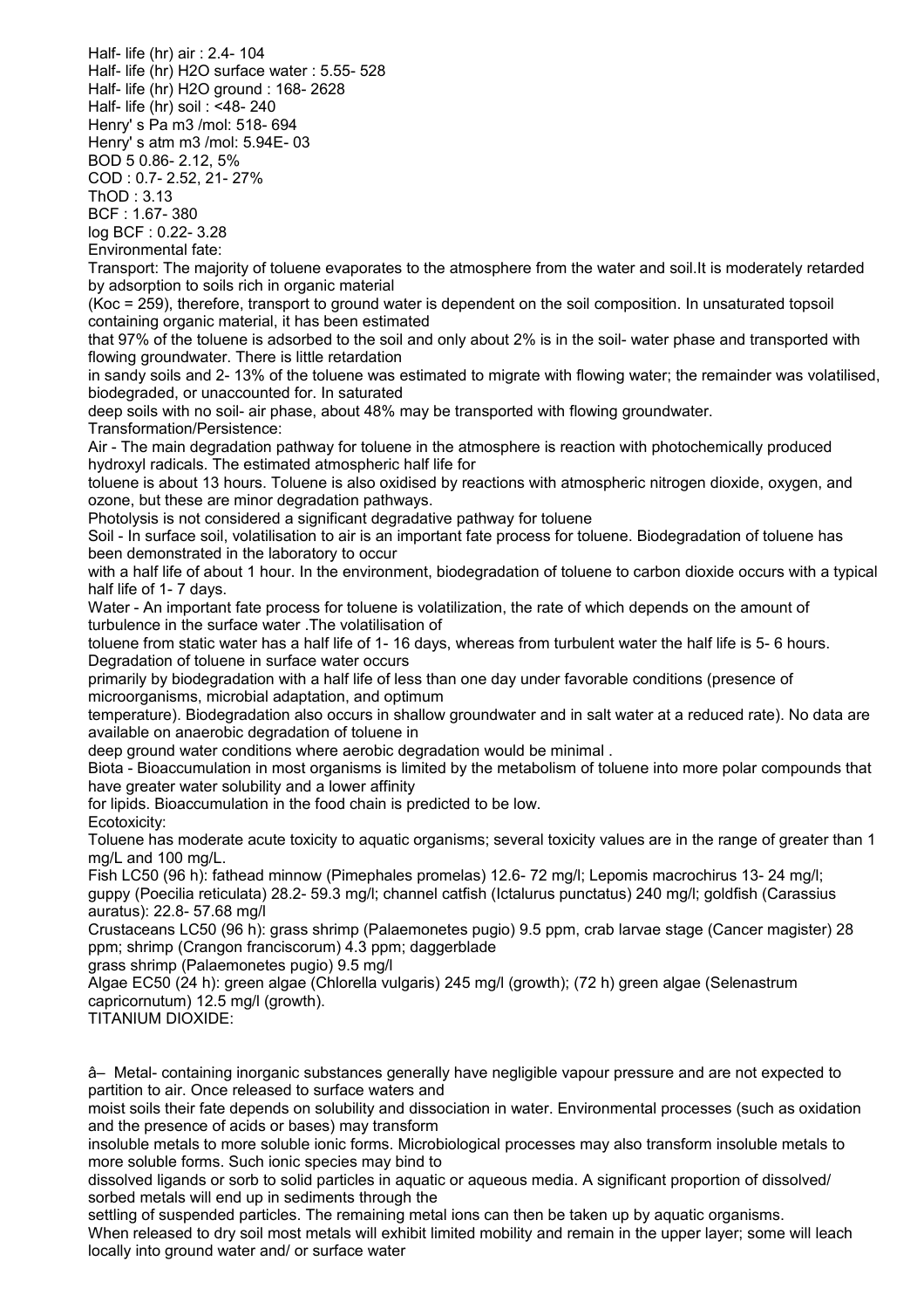Half- life (hr) air : 2.4- 104
Half- life (hr) $H_2O$ surface water : 5.55- 528
Half- life (hr) $H_2O$ ground : 168- 2628
Half- life (hr) soil : <48- 240
Henry' s Pa $m^3$ /mol: 518- 694
Henry' s atm $m^3$ /mol: 5.94E- 03
BOD 5 0.86- 2.12, 5%
COD : 0.7- 2.52, 21- 27%
ThOD : 3.13
BCF : 1.67- 380
log BCF : 0.22- 3.28
Environmental fate:

Transport: The majority of toluene evaporates to the atmosphere from the water and soil.It is moderately retarded by adsorption to soils rich in organic material (Koc = 259), therefore, transport to ground water is dependent on the soil composition. In unsaturated topsoil containing organic material, it has been estimated that 97% of the toluene is adsorbed to the soil and only about 2% is in the soil- water phase and transported with flowing groundwater. There is little retardation in sandy soils and 2- 13% of the toluene was estimated to migrate with flowing water; the remainder was volatilised, biodegraded, or unaccounted for. In saturated deep soils with no soil- air phase, about 48% may be transported with flowing groundwater.

Transformation/Persistence:

Air - The main degradation pathway for toluene in the atmosphere is reaction with photochemically produced hydroxyl radicals. The estimated atmospheric half life for toluene is about 13 hours. Toluene is also oxidised by reactions with atmospheric nitrogen dioxide, oxygen, and ozone, but these are minor degradation pathways.

Photolysis is not considered a significant degradative pathway for toluene

Soil - In surface soil, volatilisation to air is an important fate process for toluene. Biodegradation of toluene has been demonstrated in the laboratory to occur with a half life of about 1 hour. In the environment, biodegradation of toluene to carbon dioxide occurs with a typical half life of 1- 7 days.

Water - An important fate process for toluene is volatilization, the rate of which depends on the amount of turbulence in the surface water .The volatilisation of toluene from static water has a half life of 1- 16 days, whereas from turbulent water the half life is 5- 6 hours. Degradation of toluene in surface water occurs primarily by biodegradation with a half life of less than one day under favorable conditions (presence of microorganisms, microbial adaptation, and optimum temperature). Biodegradation also occurs in shallow groundwater and in salt water at a reduced rate). No data are available on anaerobic degradation of toluene in deep ground water conditions where aerobic degradation would be minimal .

Biota - Bioaccumulation in most organisms is limited by the metabolism of toluene into more polar compounds that have greater water solubility and a lower affinity for lipids. Bioaccumulation in the food chain is predicted to be low.

Ecotoxicity:

Toluene has moderate acute toxicity to aquatic organisms; several toxicity values are in the range of greater than 1 mg/L and 100 mg/L.

Fish LC50 (96 h): fathead minnow (Pimephales promelas) 12.6- 72 mg/l; Lepomis macrochirus 13- 24 mg/l; guppy (Poecilia reticulata) 28.2- 59.3 mg/l; channel catfish (Ictalurus punctatus) 240 mg/l; goldfish (Carassius auratus): 22.8- 57.68 mg/l

Crustaceans LC50 (96 h): grass shrimp (Palaemonetes pugio) 9.5 ppm, crab larvae stage (Cancer magister) 28 ppm; shrimp (Crangon franciscorum) 4.3 ppm; daggerblade grass shrimp (Palaemonetes pugio) 9.5 mg/l

Algae EC50 (24 h): green algae (Chlorella vulgaris) 245 mg/l (growth); (72 h) green algae (Selenastrum capricornutum) 12.5 mg/l (growth).

TITANIUM DIOXIDE:

â– Metal- containing inorganic substances generally have negligible vapour pressure and are not expected to partition to air. Once released to surface waters and moist soils their fate depends on solubility and dissociation in water. Environmental processes (such as oxidation and the presence of acids or bases) may transform insoluble metals to more soluble ionic forms. Microbiological processes may also transform insoluble metals to more soluble forms. Such ionic species may bind to dissolved ligands or sorb to solid particles in aquatic or aqueous media. A significant proportion of dissolved/ sorbed metals will end up in sediments through the settling of suspended particles. The remaining metal ions can then be taken up by aquatic organisms.

When released to dry soil most metals will exhibit limited mobility and remain in the upper layer; some will leach locally into ground water and/ or surface water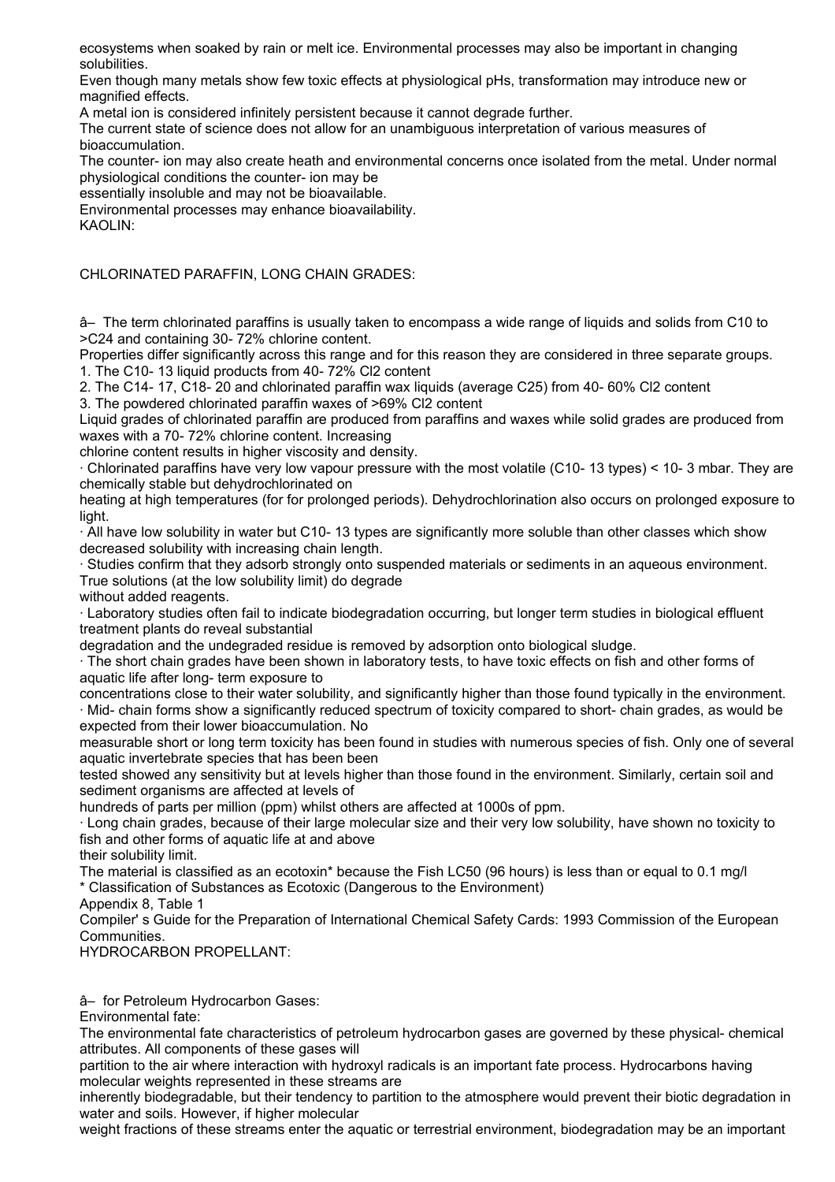ecosystems when soaked by rain or melt ice. Environmental processes may also be important in changing solubilities.

Even though many metals show few toxic effects at physiological pHs, transformation may introduce new or magnified effects.

A metal ion is considered infinitely persistent because it cannot degrade further.

The current state of science does not allow for an unambiguous interpretation of various measures of bioaccumulation.

The counter- ion may also create heath and environmental concerns once isolated from the metal. Under normal physiological conditions the counter- ion may be essentially insoluble and may not be bioavailable.

Environmental processes may enhance bioavailability.

KAOLIN:

CHLORINATED PARAFFIN, LONG CHAIN GRADES:

â– The term chlorinated paraffins is usually taken to encompass a wide range of liquids and solids from C10 to >C24 and containing 30- 72% chlorine content.

Properties differ significantly across this range and for this reason they are considered in three separate groups.

1. The C10- 13 liquid products from 40- 72% $Cl_2$ content
2. The C14- 17, C18- 20 and chlorinated paraffin wax liquids (average C25) from 40- 60% $Cl_2$ content
3. The powdered chlorinated paraffin waxes of >69% $Cl_2$ content

Liquid grades of chlorinated paraffin are produced from paraffins and waxes while solid grades are produced from waxes with a 70- 72% chlorine content. Increasing chlorine content results in higher viscosity and density.

· Chlorinated paraffins have very low vapour pressure with the most volatile (C10- 13 types) < 10- 3 mbar. They are chemically stable but dehydrochlorinated on heating at high temperatures (for for prolonged periods). Dehydrochlorination also occurs on prolonged exposure to light.

· All have low solubility in water but C10- 13 types are significantly more soluble than other classes which show decreased solubility with increasing chain length.

· Studies confirm that they adsorb strongly onto suspended materials or sediments in an aqueous environment. True solutions (at the low solubility limit) do degrade without added reagents.

· Laboratory studies often fail to indicate biodegradation occurring, but longer term studies in biological effluent treatment plants do reveal substantial degradation and the undegraded residue is removed by adsorption onto biological sludge.

· The short chain grades have been shown in laboratory tests, to have toxic effects on fish and other forms of aquatic life after long- term exposure to concentrations close to their water solubility, and significantly higher than those found typically in the environment.

· Mid- chain forms show a significantly reduced spectrum of toxicity compared to short- chain grades, as would be expected from their lower bioaccumulation. No measurable short or long term toxicity has been found in studies with numerous species of fish. Only one of several aquatic invertebrate species that has been been tested showed any sensitivity but at levels higher than those found in the environment. Similarly, certain soil and sediment organisms are affected at levels of hundreds of parts per million (ppm) whilst others are affected at 1000s of ppm.

· Long chain grades, because of their large molecular size and their very low solubility, have shown no toxicity to fish and other forms of aquatic life at and above their solubility limit.

The material is classified as an ecotoxin* because the Fish LC50 (96 hours) is less than or equal to 0.1 mg/l

* Classification of Substances as Ecotoxic (Dangerous to the Environment)

Appendix 8, Table 1

Compiler' s Guide for the Preparation of International Chemical Safety Cards: 1993 Commission of the European Communities.

HYDROCARBON PROPELLANT:

â– for Petroleum Hydrocarbon Gases:

Environmental fate:

The environmental fate characteristics of petroleum hydrocarbon gases are governed by these physical- chemical attributes. All components of these gases will partition to the air where interaction with hydroxyl radicals is an important fate process. Hydrocarbons having molecular weights represented in these streams are inherently biodegradable, but their tendency to partition to the atmosphere would prevent their biotic degradation in water and soils. However, if higher molecular weight fractions of these streams enter the aquatic or terrestrial environment, biodegradation may be an important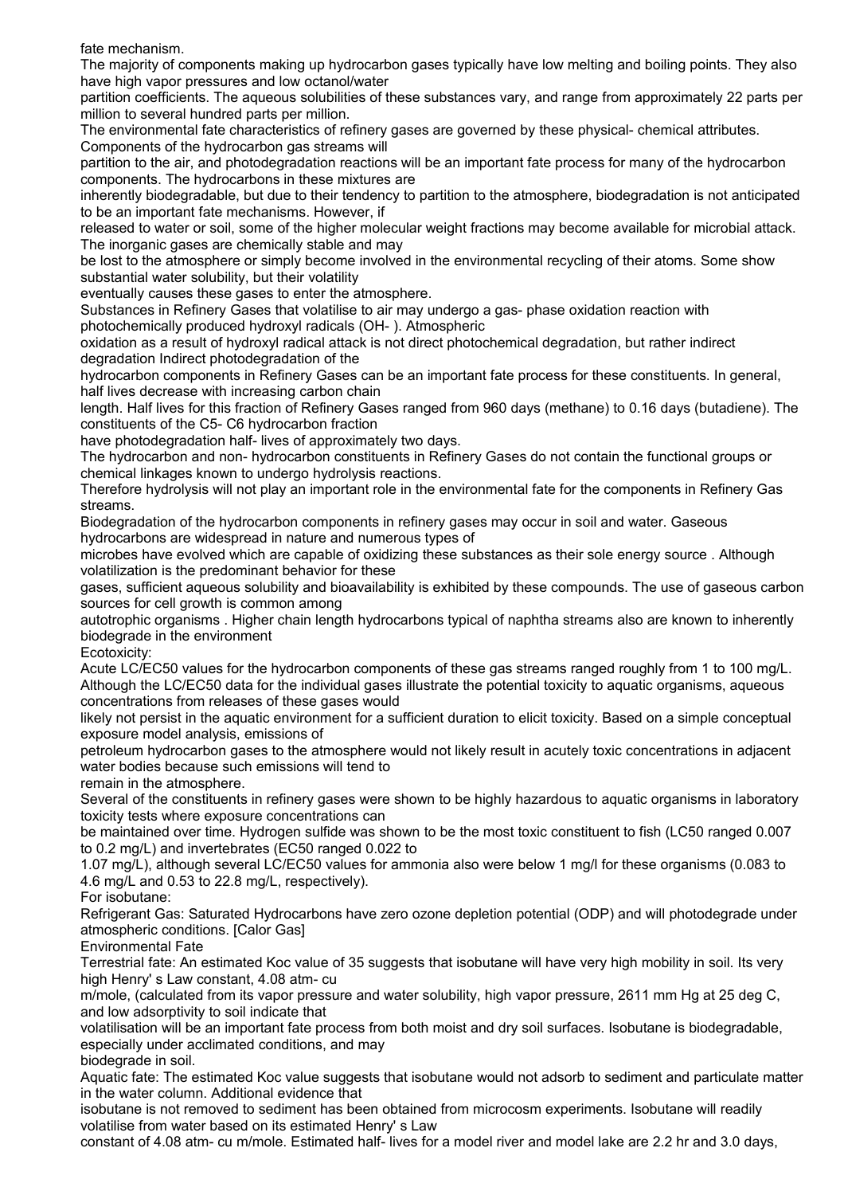fate mechanism.

The majority of components making up hydrocarbon gases typically have low melting and boiling points. They also have high vapor pressures and low octanol/water partition coefficients. The aqueous solubilities of these substances vary, and range from approximately 22 parts per million to several hundred parts per million.

The environmental fate characteristics of refinery gases are governed by these physical- chemical attributes. Components of the hydrocarbon gas streams will partition to the air, and photodegradation reactions will be an important fate process for many of the hydrocarbon components. The hydrocarbons in these mixtures are inherently biodegradable, but due to their tendency to partition to the atmosphere, biodegradation is not anticipated to be an important fate mechanisms. However, if released to water or soil, some of the higher molecular weight fractions may become available for microbial attack. The inorganic gases are chemically stable and may be lost to the atmosphere or simply become involved in the environmental recycling of their atoms. Some show substantial water solubility, but their volatility eventually causes these gases to enter the atmosphere.

Substances in Refinery Gases that volatilise to air may undergo a gas- phase oxidation reaction with photochemically produced hydroxyl radicals (OH- ). Atmospheric oxidation as a result of hydroxyl radical attack is not direct photochemical degradation, but rather indirect degradation Indirect photodegradation of the hydrocarbon components in Refinery Gases can be an important fate process for these constituents. In general, half lives decrease with increasing carbon chain length. Half lives for this fraction of Refinery Gases ranged from 960 days (methane) to 0.16 days (butadiene). The constituents of the C5- C6 hydrocarbon fraction have photodegradation half- lives of approximately two days.

The hydrocarbon and non- hydrocarbon constituents in Refinery Gases do not contain the functional groups or chemical linkages known to undergo hydrolysis reactions.

Therefore hydrolysis will not play an important role in the environmental fate for the components in Refinery Gas streams.

Biodegradation of the hydrocarbon components in refinery gases may occur in soil and water. Gaseous hydrocarbons are widespread in nature and numerous types of microbes have evolved which are capable of oxidizing these substances as their sole energy source . Although volatilization is the predominant behavior for these gases, sufficient aqueous solubility and bioavailability is exhibited by these compounds. The use of gaseous carbon sources for cell growth is common among autotrophic organisms . Higher chain length hydrocarbons typical of naphtha streams also are known to inherently biodegrade in the environment

Ecotoxicity:

Acute LC/EC50 values for the hydrocarbon components of these gas streams ranged roughly from 1 to 100 mg/L. Although the LC/EC50 data for the individual gases illustrate the potential toxicity to aquatic organisms, aqueous concentrations from releases of these gases would likely not persist in the aquatic environment for a sufficient duration to elicit toxicity. Based on a simple conceptual exposure model analysis, emissions of petroleum hydrocarbon gases to the atmosphere would not likely result in acutely toxic concentrations in adjacent water bodies because such emissions will tend to remain in the atmosphere.

Several of the constituents in refinery gases were shown to be highly hazardous to aquatic organisms in laboratory toxicity tests where exposure concentrations can be maintained over time. Hydrogen sulfide was shown to be the most toxic constituent to fish (LC50 ranged 0.007 to 0.2 mg/L) and invertebrates (EC50 ranged 0.022 to 1.07 mg/L), although several LC/EC50 values for ammonia also were below 1 mg/l for these organisms (0.083 to 4.6 mg/L and 0.53 to 22.8 mg/L, respectively).

For isobutane:

Refrigerant Gas: Saturated Hydrocarbons have zero ozone depletion potential (ODP) and will photodegrade under atmospheric conditions. [Calor Gas]

Environmental Fate

Terrestrial fate: An estimated Koc value of 35 suggests that isobutane will have very high mobility in soil. Its very high Henry' s Law constant, 4.08 atm- cu m/mole, (calculated from its vapor pressure and water solubility, high vapor pressure, 2611 mm Hg at 25 deg C, and low adsorptivity to soil indicate that volatilisation will be an important fate process from both moist and dry soil surfaces. Isobutane is biodegradable, especially under acclimated conditions, and may biodegrade in soil.

Aquatic fate: The estimated Koc value suggests that isobutane would not adsorb to sediment and particulate matter in the water column. Additional evidence that isobutane is not removed to sediment has been obtained from microcosm experiments. Isobutane will readily volatilise from water based on its estimated Henry' s Law constant of 4.08 atm- cu m/mole. Estimated half- lives for a model river and model lake are 2.2 hr and 3.0 days,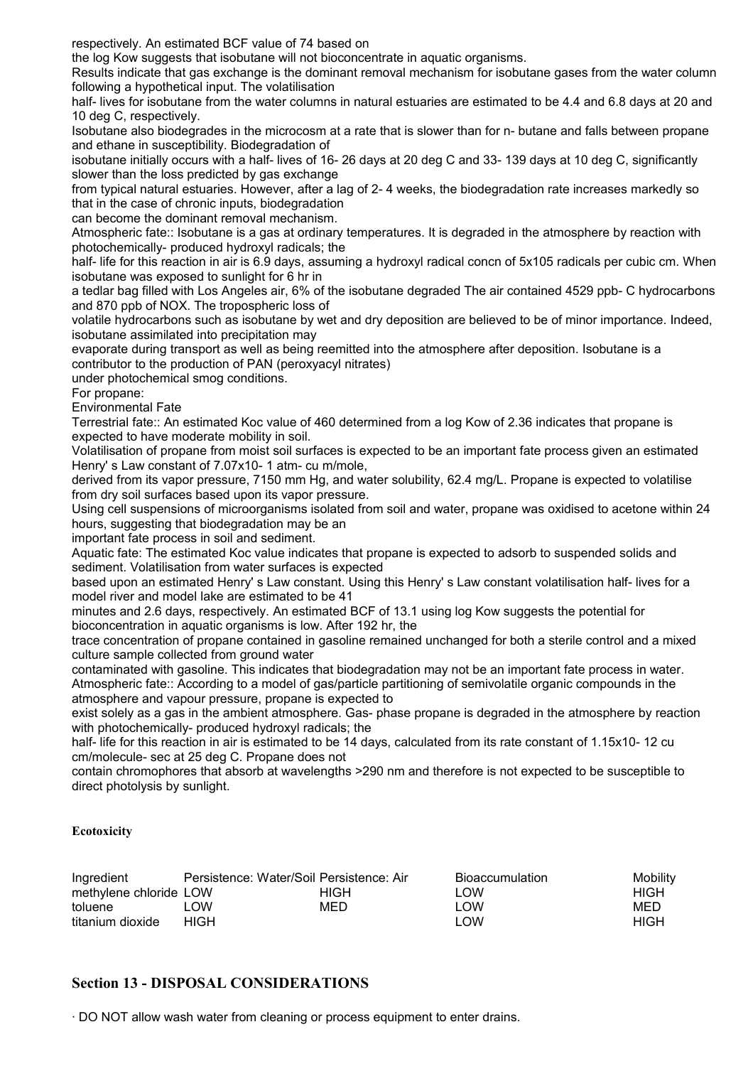respectively. An estimated BCF value of 74 based on the log Kow suggests that isobutane will not bioconcentrate in aquatic organisms.

Results indicate that gas exchange is the dominant removal mechanism for isobutane gases from the water column following a hypothetical input. The volatilisation half- lives for isobutane from the water columns in natural estuaries are estimated to be 4.4 and 6.8 days at 20 and 10 deg C, respectively.

Isobutane also biodegrades in the microcosm at a rate that is slower than for n- butane and falls between propane and ethane in susceptibility. Biodegradation of isobutane initially occurs with a half- lives of 16- 26 days at 20 deg C and 33- 139 days at 10 deg C, significantly slower than the loss predicted by gas exchange from typical natural estuaries. However, after a lag of 2- 4 weeks, the biodegradation rate increases markedly so that in the case of chronic inputs, biodegradation can become the dominant removal mechanism.

Atmospheric fate:: Isobutane is a gas at ordinary temperatures. It is degraded in the atmosphere by reaction with photochemically- produced hydroxyl radicals; the half- life for this reaction in air is 6.9 days, assuming a hydroxyl radical concn of 5x105 radicals per cubic cm. When isobutane was exposed to sunlight for 6 hr in a tedlar bag filled with Los Angeles air, 6% of the isobutane degraded The air contained 4529 ppb- C hydrocarbons and 870 ppb of NOX. The tropospheric loss of volatile hydrocarbons such as isobutane by wet and dry deposition are believed to be of minor importance. Indeed, isobutane assimilated into precipitation may evaporate during transport as well as being reemitted into the atmosphere after deposition. Isobutane is a contributor to the production of PAN (peroxyacyl nitrates) under photochemical smog conditions.

For propane:

Environmental Fate

Terrestrial fate:: An estimated Koc value of 460 determined from a log Kow of 2.36 indicates that propane is expected to have moderate mobility in soil.

Volatilisation of propane from moist soil surfaces is expected to be an important fate process given an estimated Henry' s Law constant of 7.07x10- 1 atm- cu m/mole, derived from its vapor pressure, 7150 mm Hg, and water solubility, 62.4 mg/L. Propane is expected to volatilise from dry soil surfaces based upon its vapor pressure.

Using cell suspensions of microorganisms isolated from soil and water, propane was oxidised to acetone within 24 hours, suggesting that biodegradation may be an important fate process in soil and sediment.

Aquatic fate: The estimated Koc value indicates that propane is expected to adsorb to suspended solids and sediment. Volatilisation from water surfaces is expected based upon an estimated Henry' s Law constant. Using this Henry' s Law constant volatilisation half- lives for a model river and model lake are estimated to be 41 minutes and 2.6 days, respectively. An estimated BCF of 13.1 using log Kow suggests the potential for bioconcentration in aquatic organisms is low. After 192 hr, the trace concentration of propane contained in gasoline remained unchanged for both a sterile control and a mixed culture sample collected from ground water contaminated with gasoline. This indicates that biodegradation may not be an important fate process in water.

Atmospheric fate:: According to a model of gas/particle partitioning of semivolatile organic compounds in the atmosphere and vapour pressure, propane is expected to exist solely as a gas in the ambient atmosphere. Gas- phase propane is degraded in the atmosphere by reaction with photochemically- produced hydroxyl radicals; the half- life for this reaction in air is estimated to be 14 days, calculated from its rate constant of 1.15x10- 12 cu cm/molecule- sec at 25 deg C. Propane does not contain chromophores that absorb at wavelengths >290 nm and therefore is not expected to be susceptible to direct photolysis by sunlight.

**Ecotoxicity**

| Ingredient | Persistence: Water/Soil | Persistence: Air | Bioaccumulation | Mobility |
|---|---|---|---|---|
| methylene chloride | LOW | HIGH | LOW | HIGH |
| toluene | LOW | MED | LOW | MED |
| titanium dioxide | HIGH | | LOW | HIGH |

## Section 13 - DISPOSAL CONSIDERATIONS

· DO NOT allow wash water from cleaning or process equipment to enter drains.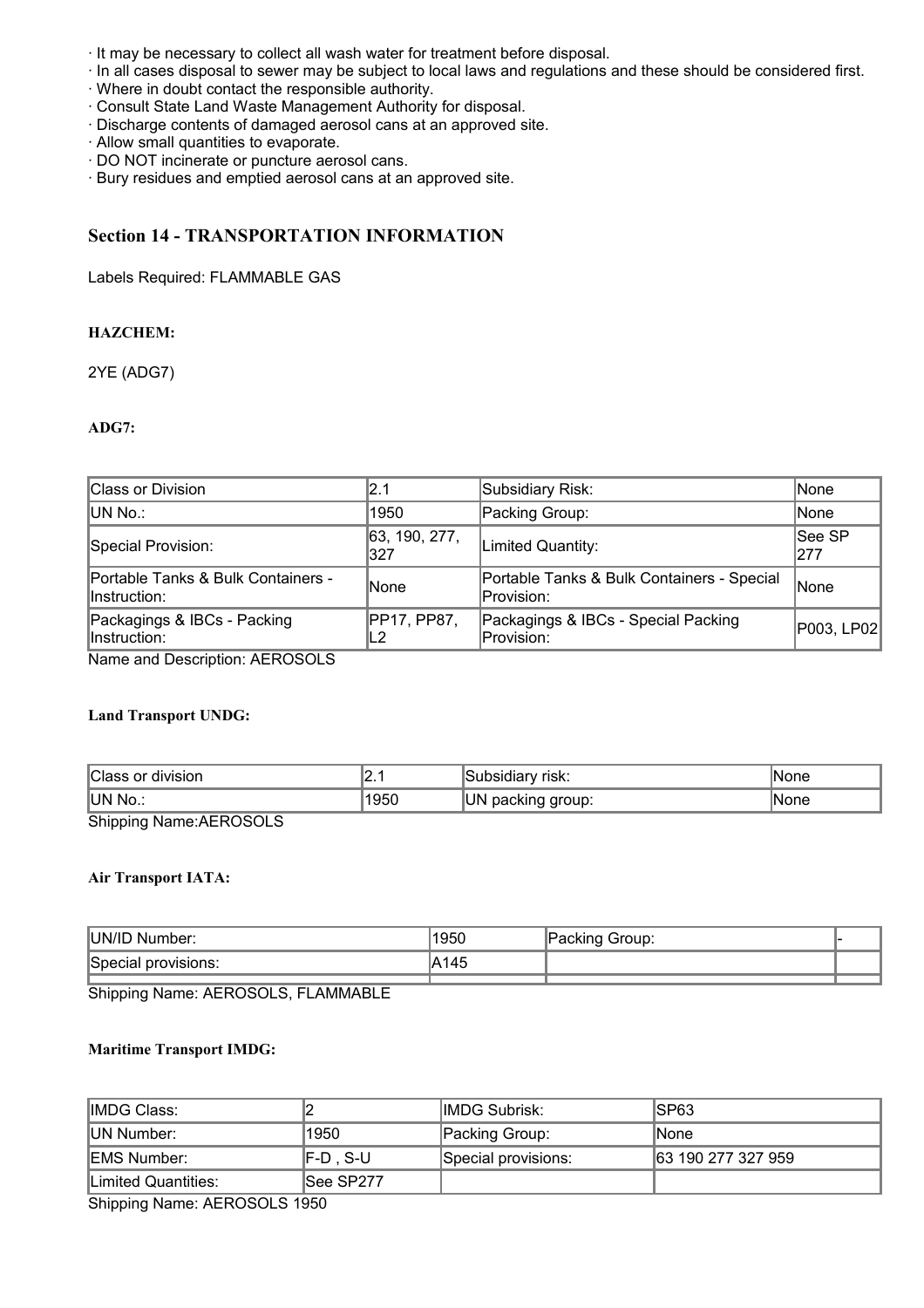· It may be necessary to collect all wash water for treatment before disposal.
· In all cases disposal to sewer may be subject to local laws and regulations and these should be considered first.
· Where in doubt contact the responsible authority.
· Consult State Land Waste Management Authority for disposal.
· Discharge contents of damaged aerosol cans at an approved site.
· Allow small quantities to evaporate.
· DO NOT incinerate or puncture aerosol cans.
· Bury residues and emptied aerosol cans at an approved site.

## Section 14 - TRANSPORTATION INFORMATION

Labels Required: FLAMMABLE GAS

#### HAZCHEM:

2YE (ADG7)

#### ADG7:

| Class or Division | 2.1 | Subsidiary Risk: | None |
|---|---|---|---|
| UN No.: | 1950 | Packing Group: | None |
| Special Provision: | 63, 190, 277, 327 | Limited Quantity: | See SP 277 |
| Portable Tanks & Bulk Containers - Instruction: | None | Portable Tanks & Bulk Containers - Special Provision: | None |
| Packagings & IBCs - Packing Instruction: | PP17, PP87, L2 | Packagings & IBCs - Special Packing Provision: | P003, LP02 |

Name and Description: AEROSOLS

#### Land Transport UNDG:

| Class or division | 2.1 | Subsidiary risk: | None |
|---|---|---|---|
| UN No.: | 1950 | UN packing group: | None |

Shipping Name:AEROSOLS

#### Air Transport IATA:

| UN/ID Number: | 1950 | Packing Group: | - |
|---|---|---|---|
| Special provisions: | A145 | | |
| | | | |

Shipping Name: AEROSOLS, FLAMMABLE

#### Maritime Transport IMDG:

| IMDG Class: | 2 | IMDG Subrisk: | SP63 |
|---|---|---|---|
| UN Number: | 1950 | Packing Group: | None |
| EMS Number: | F-D , S-U | Special provisions: | 63 190 277 327 959 |
| Limited Quantities: | See SP277 | | |

Shipping Name: AEROSOLS 1950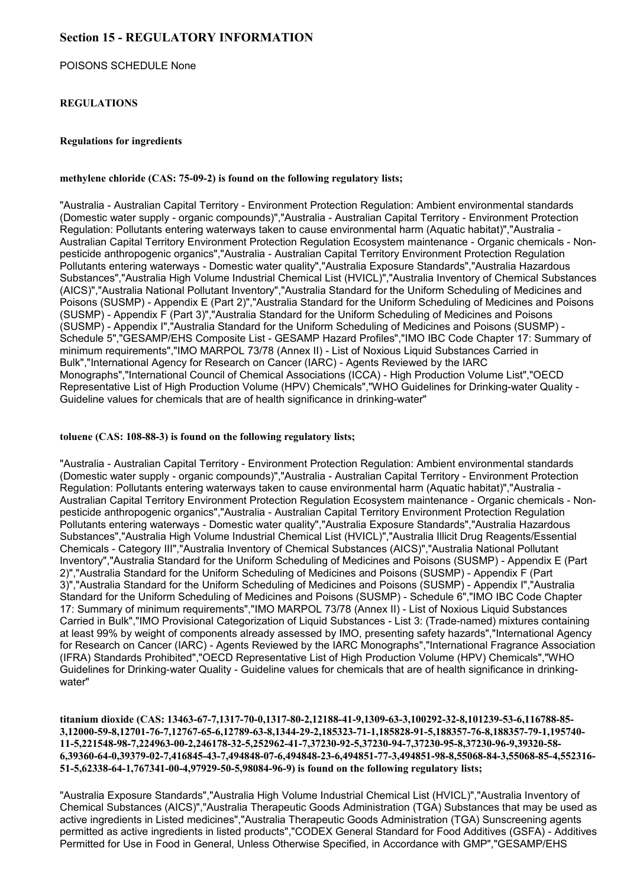## Section 15 - REGULATORY INFORMATION

POISONS SCHEDULE None

### REGULATIONS

#### Regulations for ingredients

**methylene chloride (CAS: 75-09-2) is found on the following regulatory lists;**

"Australia - Australian Capital Territory - Environment Protection Regulation: Ambient environmental standards (Domestic water supply - organic compounds)","Australia - Australian Capital Territory - Environment Protection Regulation: Pollutants entering waterways taken to cause environmental harm (Aquatic habitat)","Australia - Australian Capital Territory Environment Protection Regulation Ecosystem maintenance - Organic chemicals - Non-pesticide anthropogenic organics","Australia - Australian Capital Territory Environment Protection Regulation Pollutants entering waterways - Domestic water quality","Australia Exposure Standards","Australia Hazardous Substances","Australia High Volume Industrial Chemical List (HVICL)","Australia Inventory of Chemical Substances (AICS)","Australia National Pollutant Inventory","Australia Standard for the Uniform Scheduling of Medicines and Poisons (SUSMP) - Appendix E (Part 2)","Australia Standard for the Uniform Scheduling of Medicines and Poisons (SUSMP) - Appendix F (Part 3)","Australia Standard for the Uniform Scheduling of Medicines and Poisons (SUSMP) - Appendix I","Australia Standard for the Uniform Scheduling of Medicines and Poisons (SUSMP) - Schedule 5","GESAMP/EHS Composite List - GESAMP Hazard Profiles","IMO IBC Code Chapter 17: Summary of minimum requirements","IMO MARPOL 73/78 (Annex II) - List of Noxious Liquid Substances Carried in Bulk","International Agency for Research on Cancer (IARC) - Agents Reviewed by the IARC Monographs","International Council of Chemical Associations (ICCA) - High Production Volume List","OECD Representative List of High Production Volume (HPV) Chemicals","WHO Guidelines for Drinking-water Quality - Guideline values for chemicals that are of health significance in drinking-water"

**toluene (CAS: 108-88-3) is found on the following regulatory lists;**

"Australia - Australian Capital Territory - Environment Protection Regulation: Ambient environmental standards (Domestic water supply - organic compounds)","Australia - Australian Capital Territory - Environment Protection Regulation: Pollutants entering waterways taken to cause environmental harm (Aquatic habitat)","Australia - Australian Capital Territory Environment Protection Regulation Ecosystem maintenance - Organic chemicals - Non-pesticide anthropogenic organics","Australia - Australian Capital Territory Environment Protection Regulation Pollutants entering waterways - Domestic water quality","Australia Exposure Standards","Australia Hazardous Substances","Australia High Volume Industrial Chemical List (HVICL)","Australia Illicit Drug Reagents/Essential Chemicals - Category III","Australia Inventory of Chemical Substances (AICS)","Australia National Pollutant Inventory","Australia Standard for the Uniform Scheduling of Medicines and Poisons (SUSMP) - Appendix E (Part 2)","Australia Standard for the Uniform Scheduling of Medicines and Poisons (SUSMP) - Appendix F (Part 3)","Australia Standard for the Uniform Scheduling of Medicines and Poisons (SUSMP) - Appendix I","Australia Standard for the Uniform Scheduling of Medicines and Poisons (SUSMP) - Schedule 6","IMO IBC Code Chapter 17: Summary of minimum requirements","IMO MARPOL 73/78 (Annex II) - List of Noxious Liquid Substances Carried in Bulk","IMO Provisional Categorization of Liquid Substances - List 3: (Trade-named) mixtures containing at least 99% by weight of components already assessed by IMO, presenting safety hazards","International Agency for Research on Cancer (IARC) - Agents Reviewed by the IARC Monographs","International Fragrance Association (IFRA) Standards Prohibited","OECD Representative List of High Production Volume (HPV) Chemicals","WHO Guidelines for Drinking-water Quality - Guideline values for chemicals that are of health significance in drinking-water"

**titanium dioxide (CAS: 13463-67-7,1317-70-0,1317-80-2,12188-41-9,1309-63-3,100292-32-8,101239-53-6,116788-85-3,12000-59-8,12701-76-7,12767-65-6,12789-63-8,1344-29-2,185323-71-1,185828-91-5,188357-76-8,188357-79-1,195740-11-5,221548-98-7,224963-00-2,246178-32-5,252962-41-7,37230-92-5,37230-94-7,37230-95-8,37230-96-9,39320-58-6,39360-64-0,39379-02-7,416845-43-7,494848-07-6,494848-23-6,494851-77-3,494851-98-8,55068-84-3,55068-85-4,552316-51-5,62338-64-1,767341-00-4,97929-50-5,98084-96-9) is found on the following regulatory lists;**

"Australia Exposure Standards","Australia High Volume Industrial Chemical List (HVICL)","Australia Inventory of Chemical Substances (AICS)","Australia Therapeutic Goods Administration (TGA) Substances that may be used as active ingredients in Listed medicines","Australia Therapeutic Goods Administration (TGA) Sunscreening agents permitted as active ingredients in listed products","CODEX General Standard for Food Additives (GSFA) - Additives Permitted for Use in Food in General, Unless Otherwise Specified, in Accordance with GMP","GESAMP/EHS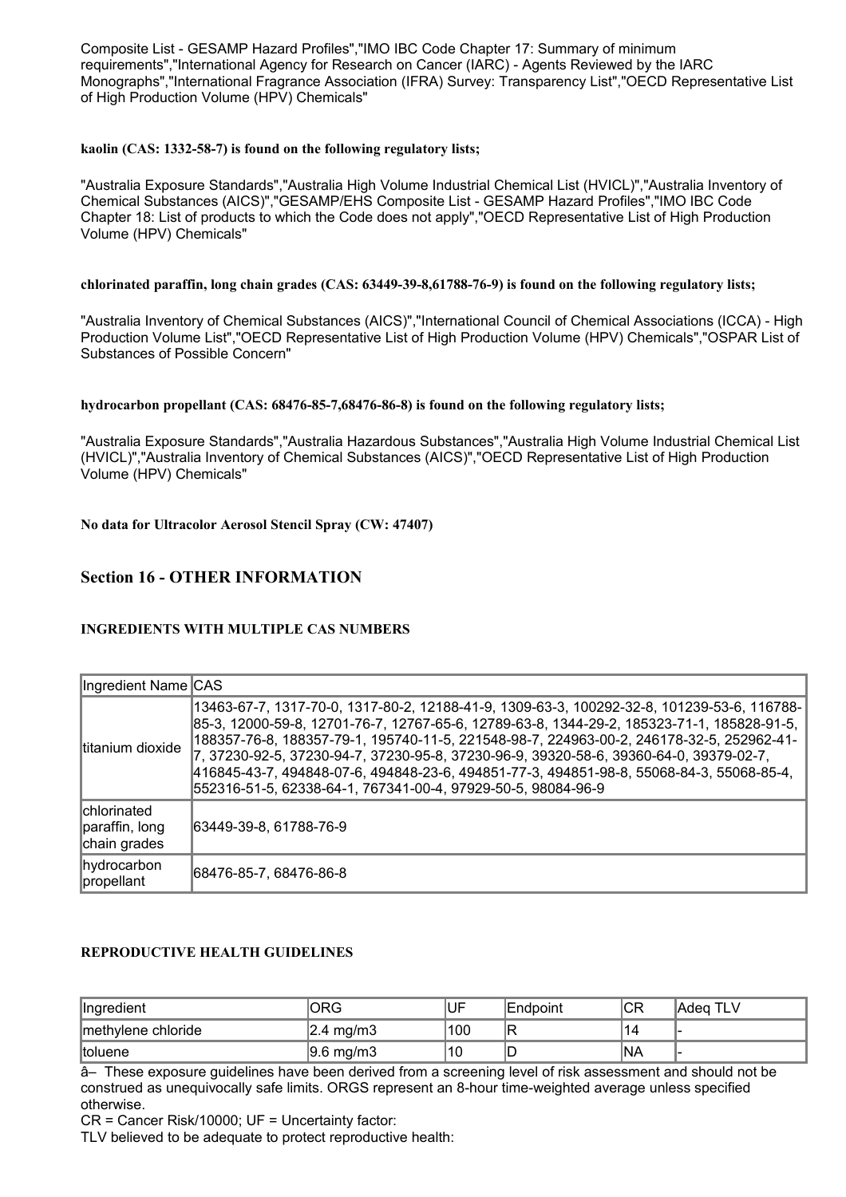Composite List - GESAMP Hazard Profiles","IMO IBC Code Chapter 17: Summary of minimum requirements","International Agency for Research on Cancer (IARC) - Agents Reviewed by the IARC Monographs","International Fragrance Association (IFRA) Survey: Transparency List","OECD Representative List of High Production Volume (HPV) Chemicals"

**kaolin (CAS: 1332-58-7) is found on the following regulatory lists;**

"Australia Exposure Standards","Australia High Volume Industrial Chemical List (HVICL)","Australia Inventory of Chemical Substances (AICS)","GESAMP/EHS Composite List - GESAMP Hazard Profiles","IMO IBC Code Chapter 18: List of products to which the Code does not apply","OECD Representative List of High Production Volume (HPV) Chemicals"

**chlorinated paraffin, long chain grades (CAS: 63449-39-8,61788-76-9) is found on the following regulatory lists;**

"Australia Inventory of Chemical Substances (AICS)","International Council of Chemical Associations (ICCA) - High Production Volume List","OECD Representative List of High Production Volume (HPV) Chemicals","OSPAR List of Substances of Possible Concern"

**hydrocarbon propellant (CAS: 68476-85-7,68476-86-8) is found on the following regulatory lists;**

"Australia Exposure Standards","Australia Hazardous Substances","Australia High Volume Industrial Chemical List (HVICL)","Australia Inventory of Chemical Substances (AICS)","OECD Representative List of High Production Volume (HPV) Chemicals"

**No data for Ultracolor Aerosol Stencil Spray (CW: 47407)**

## Section 16 - OTHER INFORMATION

### INGREDIENTS WITH MULTIPLE CAS NUMBERS

| Ingredient Name | CAS |
|---|---|
| titanium dioxide | 13463-67-7, 1317-70-0, 1317-80-2, 12188-41-9, 1309-63-3, 100292-32-8, 101239-53-6, 116788-85-3, 12000-59-8, 12701-76-7, 12767-65-6, 12789-63-8, 1344-29-2, 185323-71-1, 185828-91-5, 188357-76-8, 188357-79-1, 195740-11-5, 221548-98-7, 224963-00-2, 246178-32-5, 252962-41-7, 37230-92-5, 37230-94-7, 37230-95-8, 37230-96-9, 39320-58-6, 39360-64-0, 39379-02-7, 416845-43-7, 494848-07-6, 494848-23-6, 494851-77-3, 494851-98-8, 55068-84-3, 55068-85-4, 552316-51-5, 62338-64-1, 767341-00-4, 97929-50-5, 98084-96-9 |
| chlorinated paraffin, long chain grades | 63449-39-8, 61788-76-9 |
| hydrocarbon propellant | 68476-85-7, 68476-86-8 |

### REPRODUCTIVE HEALTH GUIDELINES

| Ingredient | ORG | UF | Endpoint | CR | Adeq TLV |
|---|---|---|---|---|---|
| methylene chloride | 2.4 mg/m3 | 100 | R | 14 | - |
| toluene | 9.6 mg/m3 | 10 | D | NA | - |

â– These exposure guidelines have been derived from a screening level of risk assessment and should not be construed as unequivocally safe limits. ORGS represent an 8-hour time-weighted average unless specified otherwise.

CR = Cancer Risk/10000; UF = Uncertainty factor:

TLV believed to be adequate to protect reproductive health: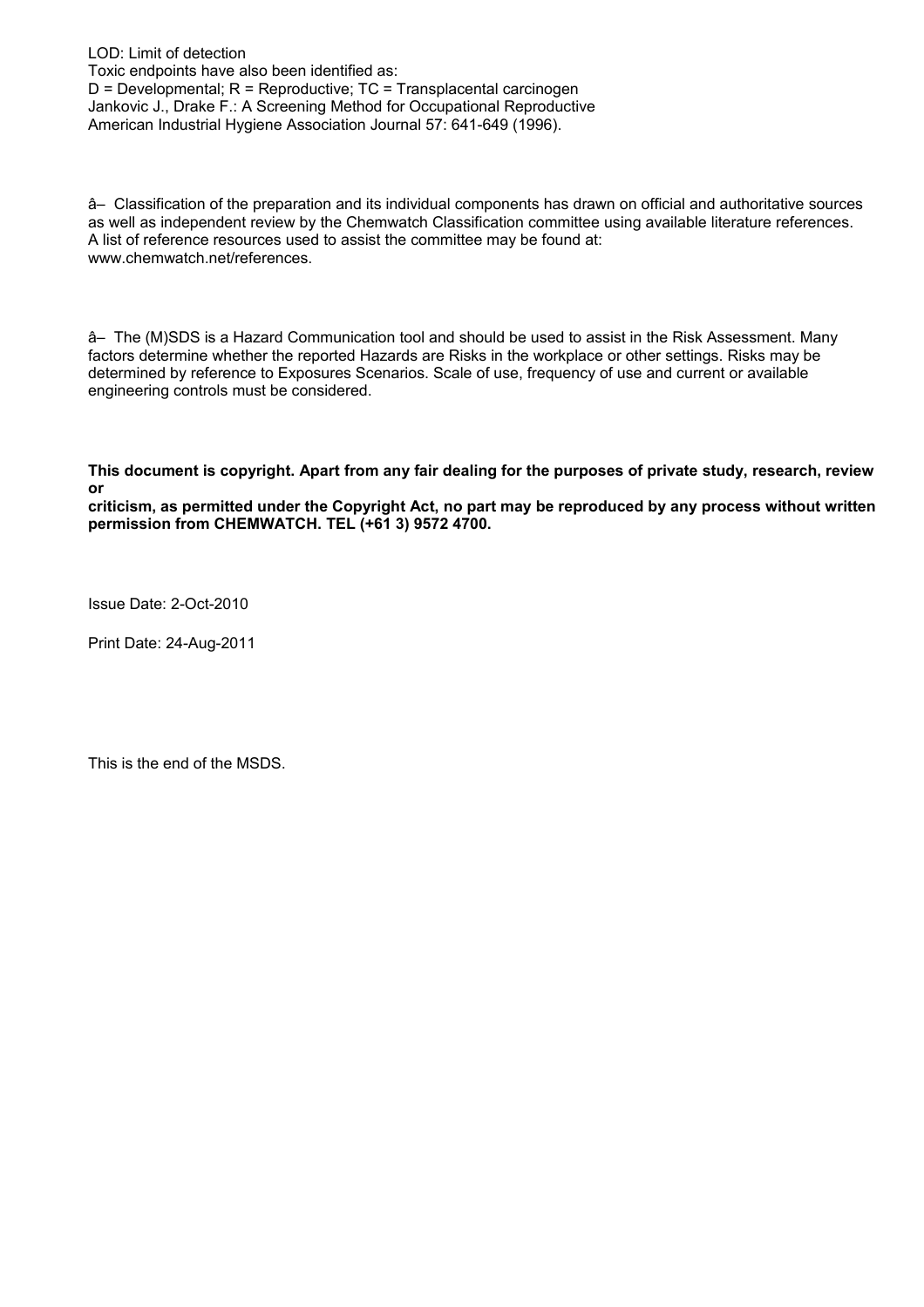LOD: Limit of detection
Toxic endpoints have also been identified as:
D = Developmental; R = Reproductive; TC = Transplacental carcinogen
Jankovic J., Drake F.: A Screening Method for Occupational Reproductive
American Industrial Hygiene Association Journal 57: 641-649 (1996).

â– Classification of the preparation and its individual components has drawn on official and authoritative sources as well as independent review by the Chemwatch Classification committee using available literature references.
A list of reference resources used to assist the committee may be found at:
www.chemwatch.net/references.

â– The (M)SDS is a Hazard Communication tool and should be used to assist in the Risk Assessment. Many factors determine whether the reported Hazards are Risks in the workplace or other settings. Risks may be determined by reference to Exposures Scenarios. Scale of use, frequency of use and current or available engineering controls must be considered.

**This document is copyright. Apart from any fair dealing for the purposes of private study, research, review or**
**criticism, as permitted under the Copyright Act, no part may be reproduced by any process without written permission from CHEMWATCH. TEL (+61 3) 9572 4700.**

Issue Date: 2-Oct-2010

Print Date: 24-Aug-2011

This is the end of the MSDS.